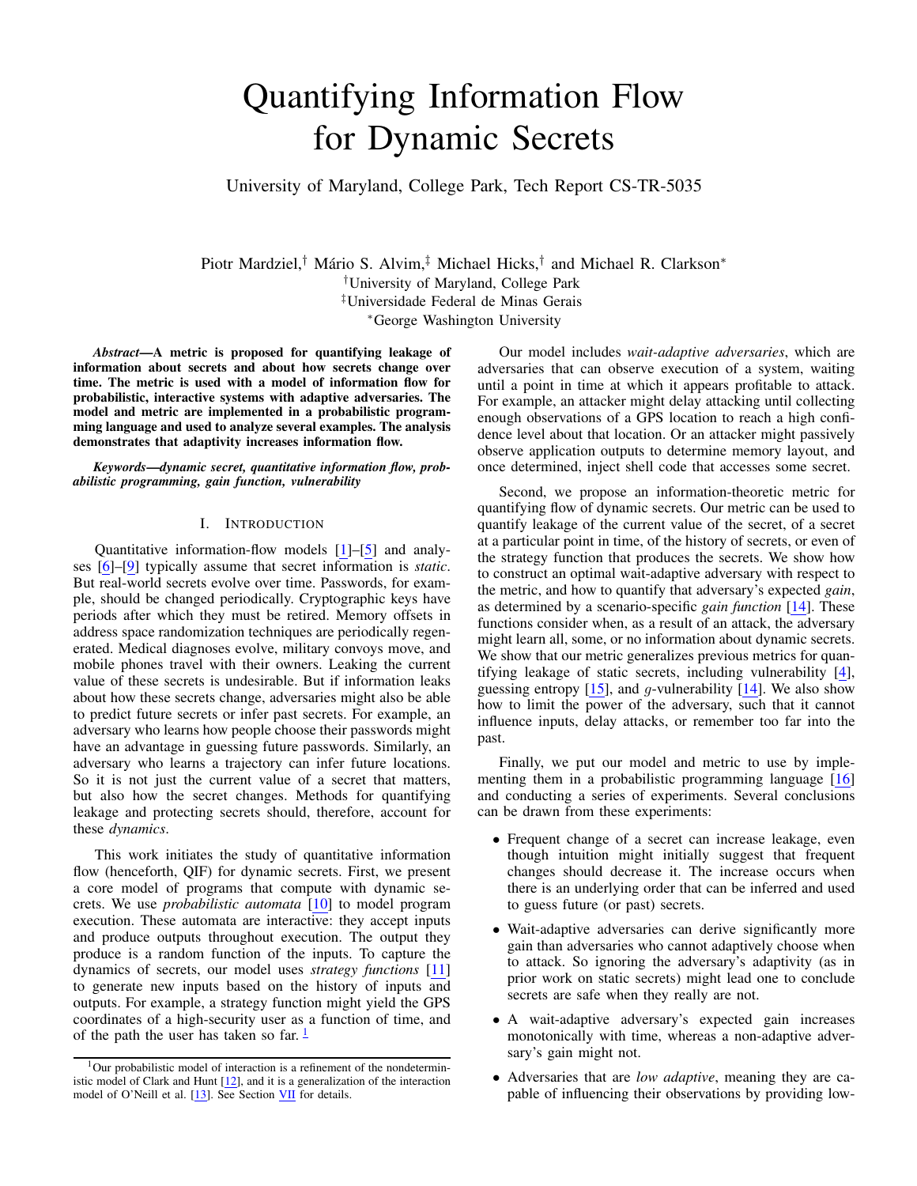# Quantifying Information Flow for Dynamic Secrets

University of Maryland, College Park, Tech Report CS-TR-5035

Piotr Mardziel,[†] Mário S. Alvim,[‡] Michael Hicks,[†] and Michael R. Clarkson[*]

[†]University of Maryland, College Park

[‡]Universidade Federal de Minas Gerais

[*]George Washington University

***Abstract*—A metric is proposed for quantifying leakage of information about secrets and about how secrets change over time. The metric is used with a model of information flow for probabilistic, interactive systems with adaptive adversaries. The model and metric are implemented in a probabilistic programming language and used to analyze several examples. The analysis demonstrates that adaptivity increases information flow.**

***Keywords*—dynamic secret, quantitative information flow, probabilistic programming, gain function, vulnerability**

## I. Introduction

Quantitative information-flow models [1]–[5] and analyses [6]–[9] typically assume that secret information is *static*. But real-world secrets evolve over time. Passwords, for example, should be changed periodically. Cryptographic keys have periods after which they must be retired. Memory offsets in address space randomization techniques are periodically regenerated. Medical diagnoses evolve, military convoys move, and mobile phones travel with their owners. Leaking the current value of these secrets is undesirable. But if information leaks about how these secrets change, adversaries might also be able to predict future secrets or infer past secrets. For example, an adversary who learns how people choose their passwords might have an advantage in guessing future passwords. Similarly, an adversary who learns a trajectory can infer future locations. So it is not just the current value of a secret that matters, but also how the secret changes. Methods for quantifying leakage and protecting secrets should, therefore, account for these *dynamics*.

This work initiates the study of quantitative information flow (henceforth, QIF) for dynamic secrets. First, we present a core model of programs that compute with dynamic secrets. We use *probabilistic automata* [10] to model program execution. These automata are interactive: they accept inputs and produce outputs throughout execution. The output they produce is a random function of the inputs. To capture the dynamics of secrets, our model uses *strategy functions* [11] to generate new inputs based on the history of inputs and outputs. For example, a strategy function might yield the GPS coordinates of a high-security user as a function of time, and of the path the user has taken so far. [1]

Our model includes *wait-adaptive adversaries*, which are adversaries that can observe execution of a system, waiting until a point in time at which it appears profitable to attack. For example, an attacker might delay attacking until collecting enough observations of a GPS location to reach a high confidence level about that location. Or an attacker might passively observe application outputs to determine memory layout, and once determined, inject shell code that accesses some secret.

Second, we propose an information-theoretic metric for quantifying flow of dynamic secrets. Our metric can be used to quantify leakage of the current value of the secret, of a secret at a particular point in time, of the history of secrets, or even of the strategy function that produces the secrets. We show how to construct an optimal wait-adaptive adversary with respect to the metric, and how to quantify that adversary's expected *gain*, as determined by a scenario-specific *gain function* [14]. These functions consider when, as a result of an attack, the adversary might learn all, some, or no information about dynamic secrets. We show that our metric generalizes previous metrics for quantifying leakage of static secrets, including vulnerability [4], guessing entropy [15], and $g$-vulnerability [14]. We also show how to limit the power of the adversary, such that it cannot influence inputs, delay attacks, or remember too far into the past.

Finally, we put our model and metric to use by implementing them in a probabilistic programming language [16] and conducting a series of experiments. Several conclusions can be drawn from these experiments:

- Frequent change of a secret can increase leakage, even though intuition might initially suggest that frequent changes should decrease it. The increase occurs when there is an underlying order that can be inferred and used to guess future (or past) secrets.
- Wait-adaptive adversaries can derive significantly more gain than adversaries who cannot adaptively choose when to attack. So ignoring the adversary's adaptivity (as in prior work on static secrets) might lead one to conclude secrets are safe when they really are not.
- A wait-adaptive adversary's expected gain increases monotonically with time, whereas a non-adaptive adversary's gain might not.
- Adversaries that are *low adaptive*, meaning they are capable of influencing their observations by providing low-

[1]Our probabilistic model of interaction is a refinement of the nondeterministic model of Clark and Hunt [12], and it is a generalization of the interaction model of O'Neill et al. [13]. See Section VII for details.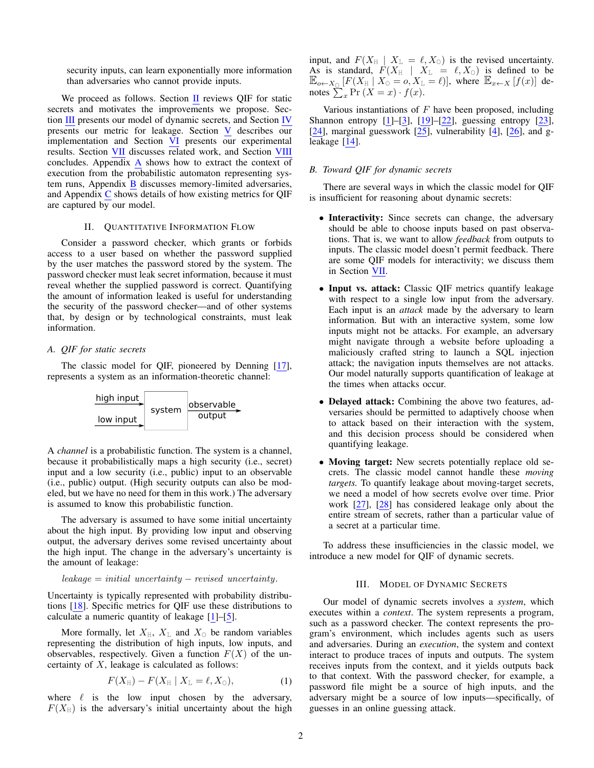security inputs, can learn exponentially more information than adversaries who cannot provide inputs.

We proceed as follows. Section II reviews QIF for static secrets and motivates the improvements we propose. Section III presents our model of dynamic secrets, and Section IV presents our metric for leakage. Section V describes our implementation and Section VI presents our experimental results. Section VII discusses related work, and Section VIII concludes. Appendix A shows how to extract the context of execution from the probabilistic automaton representing system runs, Appendix B discusses memory-limited adversaries, and Appendix C shows details of how existing metrics for QIF are captured by our model.

## II. Quantitative Information Flow

Consider a password checker, which grants or forbids access to a user based on whether the password supplied by the user matches the password stored by the system. The password checker must leak secret information, because it must reveal whether the supplied password is correct. Quantifying the amount of information leaked is useful for understanding the security of the password checker—and of other systems that, by design or by technological constraints, must leak information.

### A. QIF for static secrets

The classic model for QIF, pioneered by Denning [17], represents a system as an information-theoretic channel:

high input
low input
system
observable output

A *channel* is a probabilistic function. The system is a channel, because it probabilistically maps a high security (i.e., secret) input and a low security (i.e., public) input to an observable (i.e., public) output. (High security outputs can also be modeled, but we have no need for them in this work.) The adversary is assumed to know this probabilistic function.

The adversary is assumed to have some initial uncertainty about the high input. By providing low input and observing output, the adversary derives some revised uncertainty about the high input. The change in the adversary's uncertainty is the amount of leakage:

$$\textit{leakage} = \textit{initial uncertainty} - \textit{revised uncertainty}.$$

Uncertainty is typically represented with probability distributions [18]. Specific metrics for QIF use these distributions to calculate a numeric quantity of leakage [1]–[5].

More formally, let $X_{\mathrm{H}}$, $X_{\mathrm{L}}$ and $X_{\mathrm{O}}$ be random variables representing the distribution of high inputs, low inputs, and observables, respectively. Given a function $F(X)$ of the uncertainty of $X$, leakage is calculated as follows:

$$F(X_{\mathrm{H}}) - F(X_{\mathrm{H}} \mid X_{\mathrm{L}} = \ell, X_{\mathrm{O}}), \tag{1}$$

where $\ell$ is the low input chosen by the adversary, $F(X_{\mathrm{H}})$ is the adversary's initial uncertainty about the high input, and $F(X_{\mathrm{H}} \mid X_{\mathrm{L}} = \ell, X_{\mathrm{O}})$ is the revised uncertainty. As is standard, $F(X_{\mathrm{H}} \mid X_{\mathrm{L}} = \ell, X_{\mathrm{O}})$ is defined to be $\mathbb{E}_{o \leftarrow X_{\mathrm{O}}}[F(X_{\mathrm{H}} \mid X_{\mathrm{O}} = o, X_{\mathrm{L}} = \ell)]$, where $\mathbb{E}_{x \leftarrow X}[f(x)]$ denotes $\sum_x \Pr(X = x) \cdot f(x)$.

Various instantiations of $F$ have been proposed, including Shannon entropy [1]–[3], [19]–[22], guessing entropy [23], [24], marginal guesswork [25], vulnerability [4], [26], and g-leakage [14].

### B. Toward QIF for dynamic secrets

There are several ways in which the classic model for QIF is insufficient for reasoning about dynamic secrets:

- **Interactivity:** Since secrets can change, the adversary should be able to choose inputs based on past observations. That is, we want to allow *feedback* from outputs to inputs. The classic model doesn't permit feedback. There are some QIF models for interactivity; we discuss them in Section VII.
- **Input vs. attack:** Classic QIF metrics quantify leakage with respect to a single low input from the adversary. Each input is an *attack* made by the adversary to learn information. But with an interactive system, some low inputs might not be attacks. For example, an adversary might navigate through a website before uploading a maliciously crafted string to launch a SQL injection attack; the navigation inputs themselves are not attacks. Our model naturally supports quantification of leakage at the times when attacks occur.
- **Delayed attack:** Combining the above two features, adversaries should be permitted to adaptively choose when to attack based on their interaction with the system, and this decision process should be considered when quantifying leakage.
- **Moving target:** New secrets potentially replace old secrets. The classic model cannot handle these *moving targets.* To quantify leakage about moving-target secrets, we need a model of how secrets evolve over time. Prior work [27], [28] has considered leakage only about the entire stream of secrets, rather than a particular value of a secret at a particular time.

To address these insufficiencies in the classic model, we introduce a new model for QIF of dynamic secrets.

## III. Model of Dynamic Secrets

Our model of dynamic secrets involves a *system*, which executes within a *context*. The system represents a program, such as a password checker. The context represents the program's environment, which includes agents such as users and adversaries. During an *execution*, the system and context interact to produce traces of inputs and outputs. The system receives inputs from the context, and it yields outputs back to that context. With the password checker, for example, a password file might be a source of high inputs, and the adversary might be a source of low inputs—specifically, of guesses in an online guessing attack.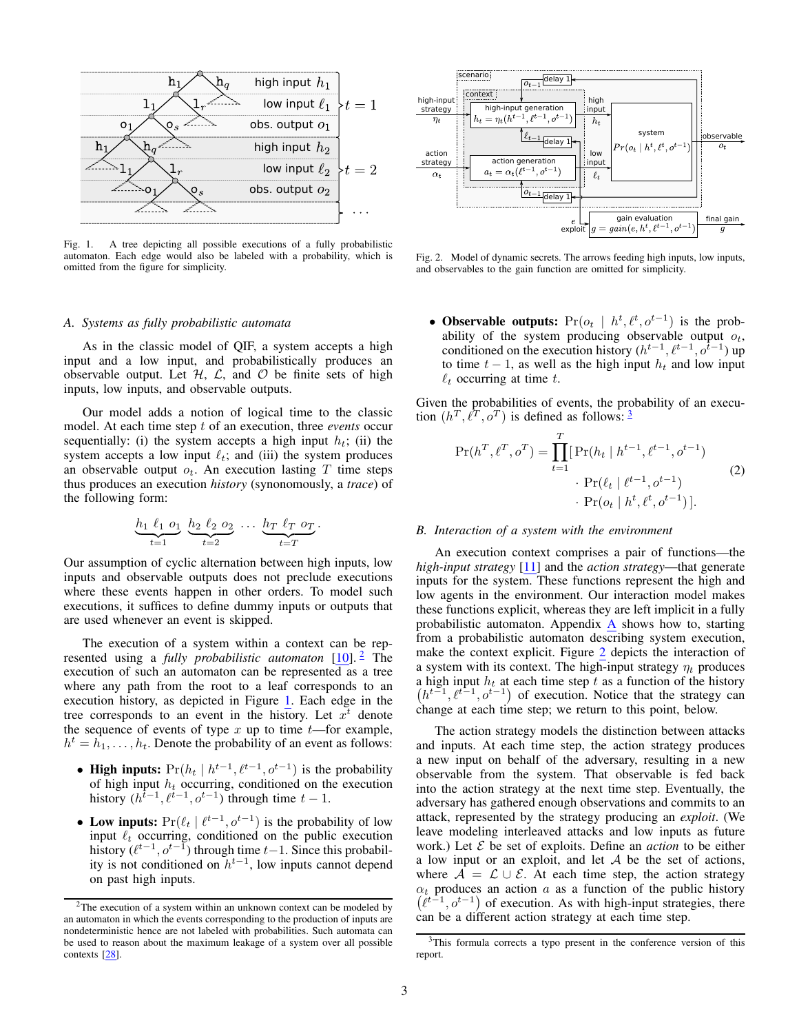Fig. 1. A tree depicting all possible executions of a fully probabilistic automaton. Each edge would also be labeled with a probability, which is omitted from the figure for simplicity.

Fig. 2. Model of dynamic secrets. The arrows feeding high inputs, low inputs, and observables to the gain function are omitted for simplicity.

### A. Systems as fully probabilistic automata

As in the classic model of QIF, a system accepts a high input and a low input, and probabilistically produces an observable output. Let $\mathcal{H}$, $\mathcal{L}$, and $\mathcal{O}$ be finite sets of high inputs, low inputs, and observable outputs.

Our model adds a notion of logical time to the classic model. At each time step $t$ of an execution, three *events* occur sequentially: (i) the system accepts a high input $h_t$; (ii) the system accepts a low input $\ell_t$; and (iii) the system produces an observable output $o_t$. An execution lasting $T$ time steps thus produces an execution *history* (synonomously, a *trace*) of the following form:

$$\underbrace{h_1\ \ell_1\ o_1}_{t=1}\ \underbrace{h_2\ \ell_2\ o_2}_{t=2}\ \ldots\ \underbrace{h_T\ \ell_T\ o_T}_{t=T}.$$

Our assumption of cyclic alternation between high inputs, low inputs and observable outputs does not preclude executions where these events happen in other orders. To model such executions, it suffices to define dummy inputs or outputs that are used whenever an event is skipped.

The execution of a system within a context can be represented using a *fully probabilistic automaton* [10]. [2] The execution of such an automaton can be represented as a tree where any path from the root to a leaf corresponds to an execution history, as depicted in Figure 1. Each edge in the tree corresponds to an event in the history. Let $x^t$ denote the sequence of events of type $x$ up to time $t$—for example, $h^t = h_1, \ldots, h_t$. Denote the probability of an event as follows:

- **High inputs:** $\Pr(h_t \mid h^{t-1}, \ell^{t-1}, o^{t-1})$ is the probability of high input $h_t$ occurring, conditioned on the execution history $(h^{t-1}, \ell^{t-1}, o^{t-1})$ through time $t-1$.
- **Low inputs:** $\Pr(\ell_t \mid \ell^{t-1}, o^{t-1})$ is the probability of low input $\ell_t$ occurring, conditioned on the public execution history $(\ell^{t-1}, o^{t-1})$ through time $t-1$. Since this probability is not conditioned on $h^{t-1}$, low inputs cannot depend on past high inputs.
- **Observable outputs:** $\Pr(o_t \mid h^t, \ell^t, o^{t-1})$ is the probability of the system producing observable output $o_t$, conditioned on the execution history $(h^{t-1}, \ell^{t-1}, o^{t-1})$ up to time $t-1$, as well as the high input $h_t$ and low input $\ell_t$ occurring at time $t$.

Given the probabilities of events, the probability of an execution $(h^T, \ell^T, o^T)$ is defined as follows: [3]

$$\Pr(h^T, \ell^T, o^T) = \prod_{t=1}^{T} [\,\Pr(h_t \mid h^{t-1}, \ell^{t-1}, o^{t-1}) \cdot \Pr(\ell_t \mid \ell^{t-1}, o^{t-1}) \cdot \Pr(o_t \mid h^t, \ell^t, o^{t-1})\,]. \quad (2)$$

### B. Interaction of a system with the environment

An execution context comprises a pair of functions—the *high-input strategy* [11] and the *action strategy*—that generate inputs for the system. These functions represent the high and low agents in the environment. Our interaction model makes these functions explicit, whereas they are left implicit in a fully probabilistic automaton. Appendix A shows how to, starting from a probabilistic automaton describing system execution, make the context explicit. Figure 2 depicts the interaction of a system with its context. The high-input strategy $\eta_t$ produces a high input $h_t$ at each time step $t$ as a function of the history $(h^{t-1}, \ell^{t-1}, o^{t-1})$ of execution. Notice that the strategy can change at each time step; we return to this point, below.

The action strategy models the distinction between attacks and inputs. At each time step, the action strategy produces a new input on behalf of the adversary, resulting in a new observable from the system. That observable is fed back into the action strategy at the next time step. Eventually, the adversary has gathered enough observations and commits to an attack, represented by the strategy producing an *exploit*. (We leave modeling interleaved attacks and low inputs as future work.) Let $\mathcal{E}$ be set of exploits. Define an *action* to be either a low input or an exploit, and let $\mathcal{A}$ be the set of actions, where $\mathcal{A} = \mathcal{L} \cup \mathcal{E}$. At each time step, the action strategy $\alpha_t$ produces an action $a$ as a function of the public history $(\ell^{t-1}, o^{t-1})$ of execution. As with high-input strategies, there can be a different action strategy at each time step.

[2] The execution of a system within an unknown context can be modeled by an automaton in which the events corresponding to the production of inputs are nondeterministic hence are not labeled with probabilities. Such automata can be used to reason about the maximum leakage of a system over all possible contexts [28].

[3] This formula corrects a typo present in the conference version of this report.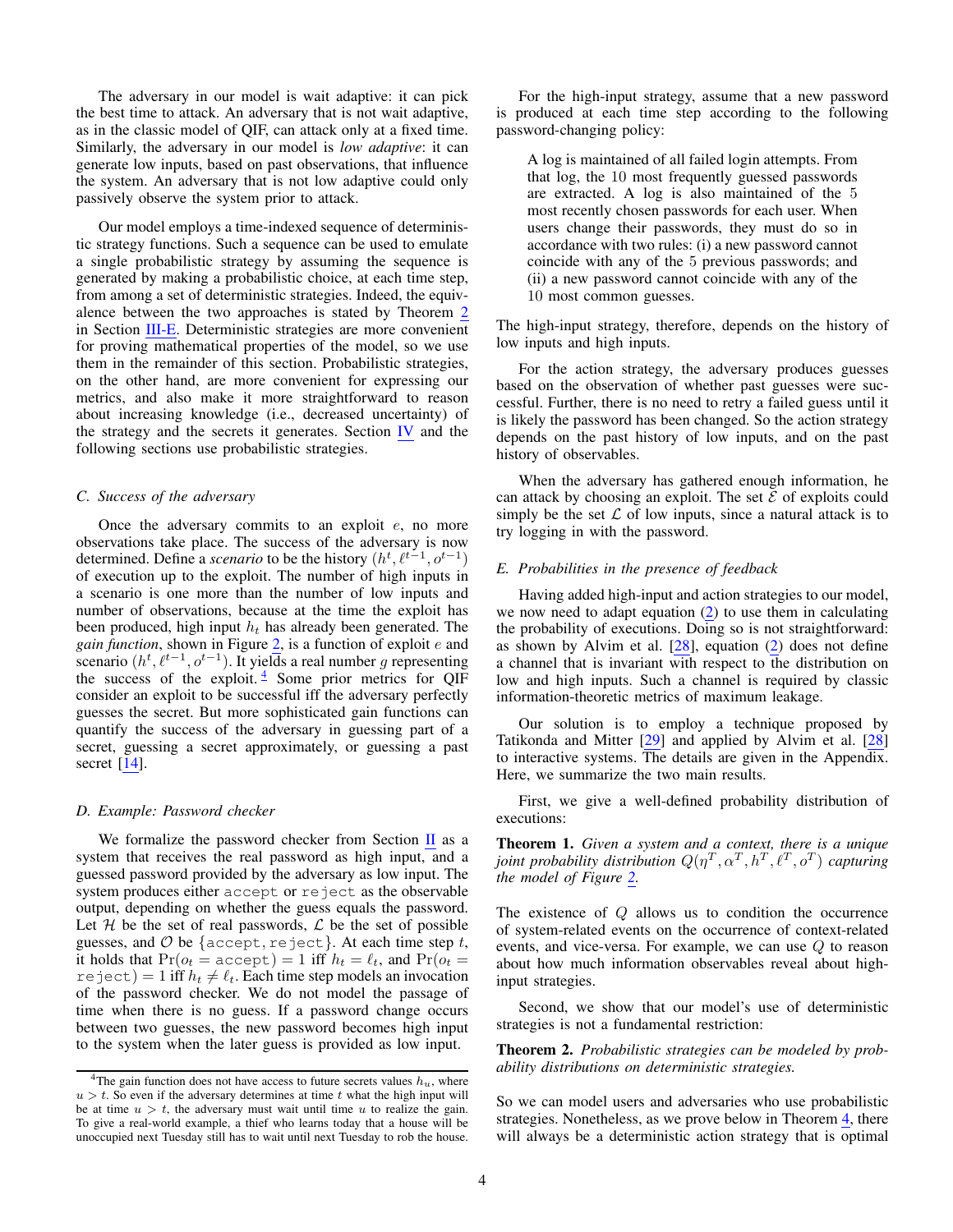The adversary in our model is wait adaptive: it can pick the best time to attack. An adversary that is not wait adaptive, as in the classic model of QIF, can attack only at a fixed time. Similarly, the adversary in our model is *low adaptive*: it can generate low inputs, based on past observations, that influence the system. An adversary that is not low adaptive could only passively observe the system prior to attack.

Our model employs a time-indexed sequence of deterministic strategy functions. Such a sequence can be used to emulate a single probabilistic strategy by assuming the sequence is generated by making a probabilistic choice, at each time step, from among a set of deterministic strategies. Indeed, the equivalence between the two approaches is stated by Theorem 2 in Section III-E. Deterministic strategies are more convenient for proving mathematical properties of the model, so we use them in the remainder of this section. Probabilistic strategies, on the other hand, are more convenient for expressing our metrics, and also make it more straightforward to reason about increasing knowledge (i.e., decreased uncertainty) of the strategy and the secrets it generates. Section IV and the following sections use probabilistic strategies.

### C. Success of the adversary

Once the adversary commits to an exploit $e$, no more observations take place. The success of the adversary is now determined. Define a *scenario* to be the history $(h^t, \ell^{t-1}, o^{t-1})$ of execution up to the exploit. The number of high inputs in a scenario is one more than the number of low inputs and number of observations, because at the time the exploit has been produced, high input $h_t$ has already been generated. The *gain function*, shown in Figure 2, is a function of exploit $e$ and scenario $(h^t, \ell^{t-1}, o^{t-1})$. It yields a real number $g$ representing the success of the exploit.[4] Some prior metrics for QIF consider an exploit to be successful iff the adversary perfectly guesses the secret. But more sophisticated gain functions can quantify the success of the adversary in guessing part of a secret, guessing a secret approximately, or guessing a past secret [14].

### D. Example: Password checker

We formalize the password checker from Section II as a system that receives the real password as high input, and a guessed password provided by the adversary as low input. The system produces either `accept` or `reject` as the observable output, depending on whether the guess equals the password. Let $\mathcal{H}$ be the set of real passwords, $\mathcal{L}$ be the set of possible guesses, and $\mathcal{O}$ be $\{\texttt{accept}, \texttt{reject}\}$. At each time step $t$, it holds that $\Pr(o_t = \texttt{accept}) = 1$ iff $h_t = \ell_t$, and $\Pr(o_t = \texttt{reject}) = 1$ iff $h_t \neq \ell_t$. Each time step models an invocation of the password checker. We do not model the passage of time when there is no guess. If a password change occurs between two guesses, the new password becomes high input to the system when the later guess is provided as low input.

For the high-input strategy, assume that a new password is produced at each time step according to the following password-changing policy:

> A log is maintained of all failed login attempts. From that log, the 10 most frequently guessed passwords are extracted. A log is also maintained of the 5 most recently chosen passwords for each user. When users change their passwords, they must do so in accordance with two rules: (i) a new password cannot coincide with any of the 5 previous passwords; and (ii) a new password cannot coincide with any of the 10 most common guesses.

The high-input strategy, therefore, depends on the history of low inputs and high inputs.

For the action strategy, the adversary produces guesses based on the observation of whether past guesses were successful. Further, there is no need to retry a failed guess until it is likely the password has been changed. So the action strategy depends on the past history of low inputs, and on the past history of observables.

When the adversary has gathered enough information, he can attack by choosing an exploit. The set $\mathcal{E}$ of exploits could simply be the set $\mathcal{L}$ of low inputs, since a natural attack is to try logging in with the password.

### E. Probabilities in the presence of feedback

Having added high-input and action strategies to our model, we now need to adapt equation (2) to use them in calculating the probability of executions. Doing so is not straightforward: as shown by Alvim et al. [28], equation (2) does not define a channel that is invariant with respect to the distribution on low and high inputs. Such a channel is required by classic information-theoretic metrics of maximum leakage.

Our solution is to employ a technique proposed by Tatikonda and Mitter [29] and applied by Alvim et al. [28] to interactive systems. The details are given in the Appendix. Here, we summarize the two main results.

First, we give a well-defined probability distribution of executions:

**Theorem 1.** *Given a system and a context, there is a unique joint probability distribution $Q(\eta^T, \alpha^T, h^T, \ell^T, o^T)$ capturing the model of Figure 2.*

The existence of $Q$ allows us to condition the occurrence of system-related events on the occurrence of context-related events, and vice-versa. For example, we can use $Q$ to reason about how much information observables reveal about high-input strategies.

Second, we show that our model's use of deterministic strategies is not a fundamental restriction:

**Theorem 2.** *Probabilistic strategies can be modeled by probability distributions on deterministic strategies.*

So we can model users and adversaries who use probabilistic strategies. Nonetheless, as we prove below in Theorem 4, there will always be a deterministic action strategy that is optimal

[4] The gain function does not have access to future secrets values $h_u$, where $u > t$. So even if the adversary determines at time $t$ what the high input will be at time $u > t$, the adversary must wait until time $u$ to realize the gain. To give a real-world example, a thief who learns today that a house will be unoccupied next Tuesday still has to wait until next Tuesday to rob the house.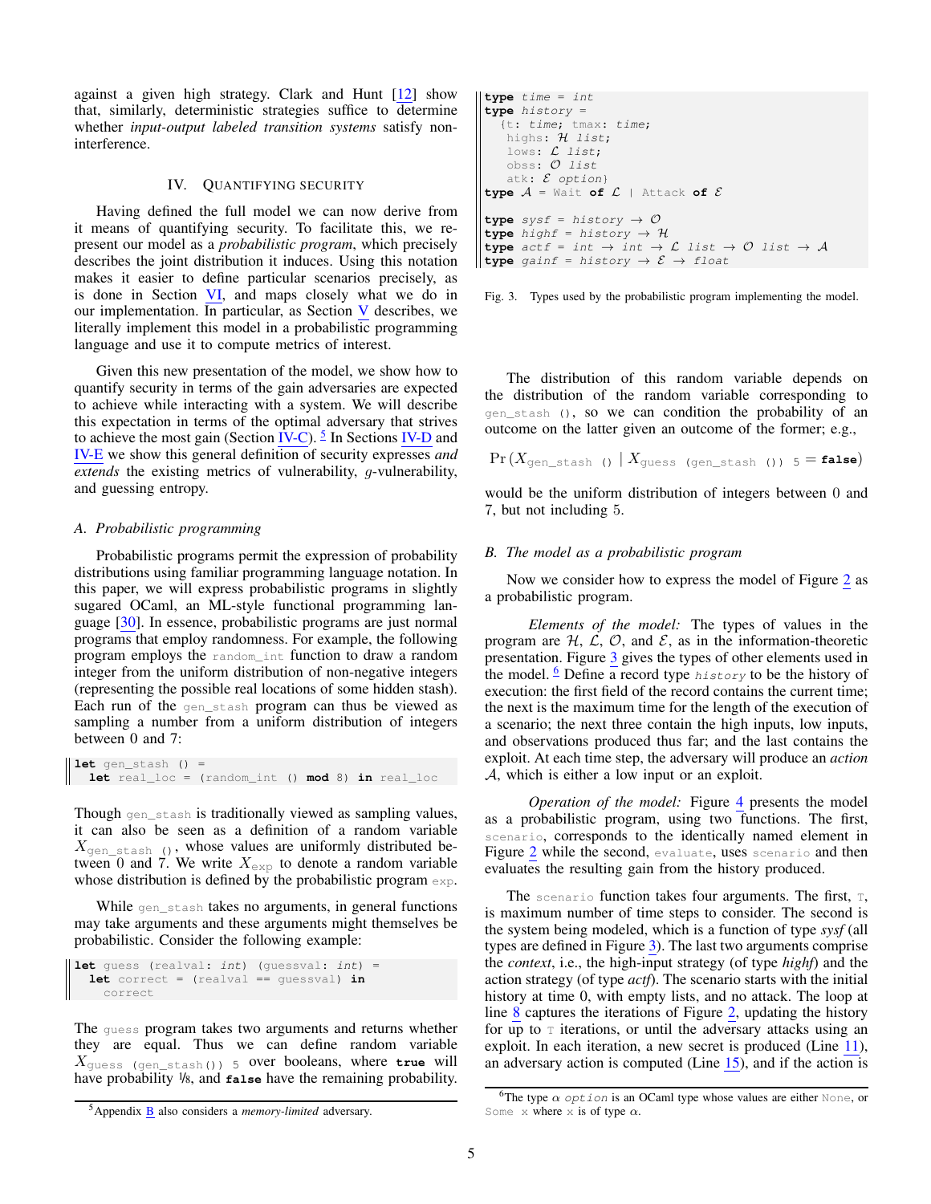against a given high strategy. Clark and Hunt [12] show that, similarly, deterministic strategies suffice to determine whether *input-output labeled transition systems* satisfy non-interference.

## IV. Quantifying Security

Having defined the full model we can now derive from it means of quantifying security. To facilitate this, we represent our model as a *probabilistic program*, which precisely describes the joint distribution it induces. Using this notation makes it easier to define particular scenarios precisely, as is done in Section VI, and maps closely what we do in our implementation. In particular, as Section V describes, we literally implement this model in a probabilistic programming language and use it to compute metrics of interest.

Given this new presentation of the model, we show how to quantify security in terms of the gain adversaries are expected to achieve while interacting with a system. We will describe this expectation in terms of the optimal adversary that strives to achieve the most gain (Section IV-C). [5] In Sections IV-D and IV-E we show this general definition of security expresses *and extends* the existing metrics of vulnerability, $g$-vulnerability, and guessing entropy.

### A. Probabilistic programming

Probabilistic programs permit the expression of probability distributions using familiar programming language notation. In this paper, we will express probabilistic programs in slightly sugared OCaml, an ML-style functional programming language [30]. In essence, probabilistic programs are just normal programs that employ randomness. For example, the following program employs the `random_int` function to draw a random integer from the uniform distribution of non-negative integers (representing the possible real locations of some hidden stash). Each run of the `gen_stash` program can thus be viewed as sampling a number from a uniform distribution of integers between 0 and 7:

```
let gen_stash () =
  let real_loc = (random_int () mod 8) in real_loc
```

Though `gen_stash` is traditionally viewed as sampling values, it can also be seen as a definition of a random variable $X_{\texttt{gen\_stash ()}}$, whose values are uniformly distributed between 0 and 7. We write $X_{\texttt{exp}}$ to denote a random variable whose distribution is defined by the probabilistic program `exp`.

While `gen_stash` takes no arguments, in general functions may take arguments and these arguments might themselves be probabilistic. Consider the following example:

```
let guess (realval: int) (guessval: int) =
  let correct = (realval == guessval) in
    correct
```

The `guess` program takes two arguments and returns whether they are equal. Thus we can define random variable $X_{\texttt{guess (gen\_stash()) 5}}$ over booleans, where **true** will have probability 1/8, and **false** have the remaining probability.

[5] Appendix B also considers a *memory-limited* adversary.

```
type time = int
type history =
  {t: time; tmax: time;
   highs: ℋ list;
   lows: ℒ list;
   obss: 𝒪 list
   atk: ℰ option}
type 𝒜 = Wait of ℒ | Attack of ℰ

type sysf = history → 𝒪
type highf = history → ℋ
type actf = int → int → ℒ list → 𝒪 list → 𝒜
type gainf = history → ℰ → float
```

Fig. 3. Types used by the probabilistic program implementing the model.

The distribution of this random variable depends on the distribution of the random variable corresponding to `gen_stash ()`, so we can condition the probability of an outcome on the latter given an outcome of the former; e.g.,

$$\Pr\left(X_{\texttt{gen\_stash ()}} \mid X_{\texttt{guess (gen\_stash ()) 5}} = \textbf{false}\right)$$

would be the uniform distribution of integers between 0 and 7, but not including 5.

### B. The model as a probabilistic program

Now we consider how to express the model of Figure 2 as a probabilistic program.

*Elements of the model:* The types of values in the program are $\mathcal{H}$, $\mathcal{L}$, $\mathcal{O}$, and $\mathcal{E}$, as in the information-theoretic presentation. Figure 3 gives the types of other elements used in the model. [6] Define a record type *history* to be the history of execution: the first field of the record contains the current time; the next is the maximum time for the length of the execution of a scenario; the next three contain the high inputs, low inputs, and observations produced thus far; and the last contains the exploit. At each time step, the adversary will produce an *action* $\mathcal{A}$, which is either a low input or an exploit.

*Operation of the model:* Figure 4 presents the model as a probabilistic program, using two functions. The first, `scenario`, corresponds to the identically named element in Figure 2 while the second, `evaluate`, uses `scenario` and then evaluates the resulting gain from the history produced.

The `scenario` function takes four arguments. The first, `T`, is maximum number of time steps to consider. The second is the system being modeled, which is a function of type *sysf* (all types are defined in Figure 3). The last two arguments comprise the *context*, i.e., the high-input strategy (of type *highf*) and the action strategy (of type *actf*). The scenario starts with the initial history at time 0, with empty lists, and no attack. The loop at line 8 captures the iterations of Figure 2, updating the history for up to `T` iterations, or until the adversary attacks using an exploit. In each iteration, a new secret is produced (Line 11), an adversary action is computed (Line 15), and if the action is

[6] The type $\alpha$ *option* is an OCaml type whose values are either `None`, or `Some x` where `x` is of type $\alpha$.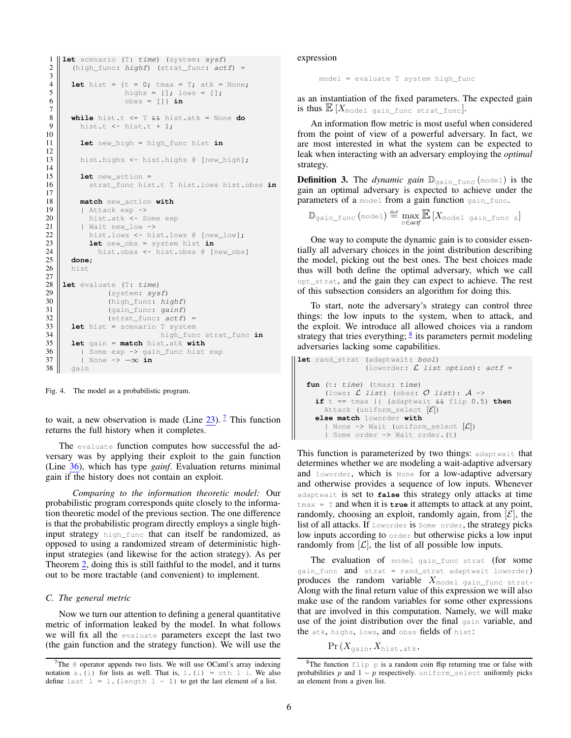```
let scenario (T: time) (system: sysf)
  (high_func: highf) (strat_func: actf) =

  let hist = {t = 0; tmax = T; atk = None;
              highs = []; lows = [];
              obss = []} in

  while hist.t <= T && hist.atk = None do
    hist.t <- hist.t + 1;

    let new_high = high_func hist in

    hist.highs <- hist.highs @ [new_high];

    let new_action =
      strat_func hist.t T hist.lows hist.obss in

    match new_action with
    | Attack exp ->
      hist.atk <- Some exp
    | Wait new_low ->
      hist.lows <- hist.lows @ [new_low];
      let new_obs = system hist in
        hist.obss <- hist.obss @ [new_obs]
  done;
  hist

let evaluate (T: time)
          (system: sysf)
          (high_func: highf)
          (gain_func: gainf)
          (strat_func: actf) =
  let hist = scenario T system
                    high_func strat_func in
  let gain = match hist.atk with
    | Some exp -> gain_func hist exp
    | None -> −∞ in
  gain
```

Fig. 4. The model as a probabilistic program.

to wait, a new observation is made (Line 23). [7] This function returns the full history when it completes.

The `evaluate` function computes how successful the adversary was by applying their exploit to the gain function (Line 36), which has type *gainf*. Evaluation returns minimal gain if the history does not contain an exploit.

*Comparing to the information theoretic model:* Our probabilistic program corresponds quite closely to the information theoretic model of the previous section. The one difference is that the probabilistic program directly employs a single high-input strategy `high_func` that can itself be randomized, as opposed to using a randomized stream of deterministic high-input strategies (and likewise for the action strategy). As per Theorem 2, doing this is still faithful to the model, and it turns out to be more tractable (and convenient) to implement.

### C. The general metric

Now we turn our attention to defining a general quantitative metric of information leaked by the model. In what follows we will fix all the `evaluate` parameters except the last two (the gain function and the strategy function). We will use the expression

```
model = evaluate T system high_func
```

as an instantiation of the fixed parameters. The expected gain is thus $\mathbb{E}\left[X_{\texttt{model gain\_func strat\_func}}\right]$.

An information flow metric is most useful when considered from the point of view of a powerful adversary. In fact, we are most interested in what the system can be expected to leak when interacting with an adversary employing the *optimal* strategy.

**Definition 3.** The *dynamic gain* $\mathbb{D}_{\texttt{gain\_func}}(\texttt{model})$ is the gain an optimal adversary is expected to achieve under the parameters of a `model` from a gain function `gain_func`.

$$\mathbb{D}_{\texttt{gain\_func}}(\texttt{model}) \stackrel{\text{def}}{=} \max_{\texttt{s} \in \textit{actf}} \mathbb{E}\left[X_{\texttt{model gain\_func s}}\right]$$

One way to compute the dynamic gain is to consider essentially all adversary choices in the joint distribution describing the model, picking out the best ones. The best choices made thus will both define the optimal adversary, which we call `opt_strat`, and the gain they can expect to achieve. The rest of this subsection considers an algorithm for doing this.

To start, note the adversary's strategy can control three things: the low inputs to the system, when to attack, and the exploit. We introduce all allowed choices via a random strategy that tries everything; [8] its parameters permit modeling adversaries lacking some capabilities.

```
let rand_strat (adaptwait: bool)
               (loworder: ℒ list option): actf =

  fun (t: time) (tmax: time)
      (lows: ℒ list) (obss: 𝒪 list): 𝒜 ->
    if t == tmax || (adaptwait && flip 0.5) then
      Attack (uniform_select [ℰ])
    else match loworder with
      | None -> Wait (uniform_select [ℒ])
      | Some order -> Wait order.(t)
```

This function is parameterized by two things: `adaptwait` that determines whether we are modeling a wait-adaptive adversary and `loworder`, which is `None` for a low-adaptive adversary and otherwise provides a sequence of low inputs. Whenever `adaptwait` is set to **false** this strategy only attacks at time `tmax = T` and when it is **true** it attempts to attack at any point, randomly, choosing an exploit, randomly again, from $[\mathcal{E}]$, the list of all attacks. If `loworder` is `Some order`, the strategy picks low inputs according to `order` but otherwise picks a low input randomly from $[\mathcal{L}]$, the list of all possible low inputs.

The evaluation of `model gain_func strat` (for some `gain_func` and `strat = rand_strat adaptwait loworder`) produces the random variable $X_{\texttt{model gain\_func strat}}$. Along with the final return value of this expression we will also make use of the random variables for some other expressions that are involved in this computation. Namely, we will make use of the joint distribution over the final `gain` variable, and the `atk`, `highs`, `lows`, and `obss` fields of `hist`:

$\Pr\left(X_{\texttt{gain}}, X_{\texttt{hist.atk}},\right.$

[7] The `@` operator appends two lists. We will use OCaml's array indexing notation `a.(i)` for lists as well. That is, `l.(i) = nth l i`. We also define `last l = l.(length l - 1)` to get the last element of a list.

[8] The function `flip p` is a random coin flip returning true or false with probabilities $p$ and $1 - p$ respectively. `uniform_select` uniformly picks an element from a given list.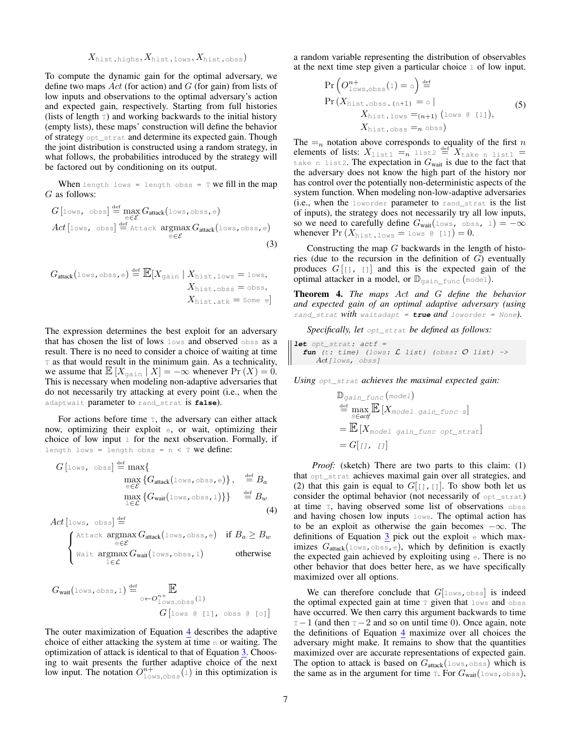$X_{\texttt{hist.highs}}, X_{\texttt{hist.lows}}, X_{\texttt{hist.obss}})$

To compute the dynamic gain for the optimal adversary, we define two maps *Act* (for action) and $G$ (for gain) from lists of low inputs and observations to the optimal adversary's action and expected gain, respectively. Starting from full histories (lists of length $\texttt{T}$) and working backwards to the initial history (empty lists), these maps' construction will define the behavior of strategy `opt_strat` and determine its expected gain. Though the joint distribution is constructed using a random strategy, in what follows, the probabilities introduced by the strategy will be factored out by conditioning on its output.

When `length lows = length obss = T` we fill in the map $G$ as follows:

$$G\,[\texttt{lows, obss}] \stackrel{\text{def}}{=} \max_{\texttt{e}\in\mathcal{E}} G_{\text{attack}}(\texttt{lows},\texttt{obss},\texttt{e})$$
$$Act\,[\texttt{lows, obss}] \stackrel{\text{def}}{=} \texttt{Attack}\ \operatorname*{argmax}_{\texttt{e}\in\mathcal{E}} G_{\text{attack}}(\texttt{lows},\texttt{obss},\texttt{e}) \tag{3}$$

$$G_{\text{attack}}(\texttt{lows},\texttt{obss},\texttt{e}) \stackrel{\text{def}}{=} \mathbb{E}[X_{\texttt{gain}} \mid X_{\texttt{hist.lows}} = \texttt{lows}, X_{\texttt{hist.obss}} = \texttt{obss}, X_{\texttt{hist.atk}} = \texttt{Some e}]$$

The expression determines the best exploit for an adversary that has chosen the list of lows `lows` and observed `obss` as a result. There is no need to consider a choice of waiting at time $\texttt{T}$ as that would result in the minimum gain. As a technicality, we assume that $\mathbb{E}\left[X_{\texttt{gain}} \mid X\right] = -\infty$ whenever $\Pr\left(X\right) = 0$. This is necessary when modeling non-adaptive adversaries that do not necessarily try attacking at every point (i.e., when the `adaptwait` parameter to `rand_strat` is **`false`**).

For actions before time $\texttt{T}$, the adversary can either attack now, optimizing their exploit `e`, or wait, optimizing their choice of low input `l` for the next observation. Formally, if `length lows = length obss = n < T` we define:

$$G\,[\texttt{lows, obss}] \stackrel{\text{def}}{=} \max\{ \max_{\texttt{e}\in\mathcal{E}}\{G_{\text{attack}}(\texttt{lows},\texttt{obss},\texttt{e})\}, \stackrel{\text{def}}{=} B_a \quad \max_{\texttt{l}\in\mathcal{L}}\{G_{\text{wait}}(\texttt{lows},\texttt{obss},\texttt{l})\}\} \stackrel{\text{def}}{=} B_w \tag{4}$$

$$Act\,[\texttt{lows, obss}] \stackrel{\text{def}}{=} \begin{cases} \texttt{Attack}\ \operatorname*{argmax}_{\texttt{e}\in\mathcal{E}} G_{\text{attack}}(\texttt{lows},\texttt{obss},\texttt{e}) & \text{if } B_a \geq B_w \\ \texttt{Wait}\ \operatorname*{argmax}_{\texttt{l}\in\mathcal{L}} G_{\text{wait}}(\texttt{lows},\texttt{obss},\texttt{l}) & \text{otherwise} \end{cases}$$

$$G_{\text{wait}}(\texttt{lows},\texttt{obss},\texttt{l}) \stackrel{\text{def}}{=} \mathop{\mathbb{E}}_{\texttt{o}\leftarrow O^{n+}_{\texttt{lows},\texttt{obss}}(\texttt{l})} G\,[\texttt{lows @ [l], obss @ [o]}]$$

The outer maximization of Equation 4 describes the adaptive choice of either attacking the system at time `n` or waiting. The optimization of attack is identical to that of Equation 3. Choosing to wait presents the further adaptive choice of the next low input. The notation $O^{n+}_{\texttt{lows},\texttt{obss}}(\texttt{l})$ in this optimization is a random variable representing the distribution of observables at the next time step given a particular choice `l` of low input.

$$\Pr\left(O^{n+}_{\texttt{lows},\texttt{obss}}(\texttt{l}) = \texttt{o}\right) \stackrel{\text{def}}{=} \Pr\left(X_{\texttt{hist.obss.(n+1)}} = \texttt{o} \mid X_{\texttt{hist.lows}} =_{(n+1)} (\texttt{lows @ [l]}), X_{\texttt{hist.obss}} =_n \texttt{obss}\right) \tag{5}$$

The $=_n$ notation above corresponds to equality of the first $n$ elements of lists: $X_{\texttt{list1}} =_n \texttt{list2} \stackrel{\text{def}}{=} X_{\texttt{take n list1}} = \texttt{take n list2}$. The expectation in $G_{\text{wait}}$ is due to the fact that the adversary does not know the high part of the history nor has control over the potentially non-deterministic aspects of the system function. When modeling non-low-adaptive adversaries (i.e., when the `loworder` parameter to `rand_strat` is the list of inputs), the strategy does not necessarily try all low inputs, so we need to carefully define $G_{\text{wait}}(\texttt{lows, obss, l}) = -\infty$ whenever $\Pr\left(X_{\texttt{hist.lows}} = \texttt{lows @ [l]}\right) = 0$.

Constructing the map $G$ backwards in the length of histories (due to the recursion in the definition of $G$) eventually produces $G\,[\texttt{[], []}]$ and this is the expected gain of the optimal attacker in a model, or $\mathbb{D}_{\texttt{gain\_func}}(\texttt{model})$.

**Theorem 4.** *The maps Act and G define the behavior and expected gain of an optimal adaptive adversary (using `rand_strat` with `waitadapt =` **`true`** and `loworder = None`).*

*Specifically, let `opt_strat` be defined as follows:*

```
let opt_strat: actf =
  fun (t: time) (lows: ℒ list) (obss: 𝒪 list) ->
    Act[lows, obss]
```

*Using `opt_strat` achieves the maximal expected gain:*

$$\mathbb{D}_{\textit{gain\_func}}(\textit{model}) \stackrel{\text{def}}{=} \max_{s\in\textit{actf}} \mathbb{E}\left[X_{\textit{model gain\_func s}}\right] = \mathbb{E}\left[X_{\textit{model gain\_func opt\_strat}}\right] = G[\textit{[], []}]$$

*Proof:* (sketch) There are two parts to this claim: (1) that `opt_strat` achieves maximal gain over all strategies, and (2) that this gain is equal to $G[\texttt{[],[]}]$. To show both let us consider the optimal behavior (not necessarily of `opt_strat`) at time $\texttt{T}$, having observed some list of observations `obss` and having chosen low inputs `lows`. The optimal action has to be an exploit as otherwise the gain becomes $-\infty$. The definitions of Equation 3 pick out the exploit `e` which maximizes $G_{\text{attack}}(\texttt{lows},\texttt{obss},\texttt{e})$, which is exactly the expected gain achieved by exploiting using `e`. There is no other behavior that does better here, as we have specifically maximized over all options.

We can therefore conclude that $G[\texttt{lows},\texttt{obss}]$ is indeed the optimal expected gain at time $\texttt{T}$ given that `lows` and `obss` have occurred. We then carry this argument backwards to time $\texttt{T}-1$ (and then $\texttt{T}-2$ and so on until time 0). Once again, note the definitions of Equation 4 maximize over all choices the adversary might make. It remains to show that the quantities maximized over are accurate representations of expected gain. The option to attack is based on $G_{\text{attack}}(\texttt{lows},\texttt{obss})$ which is the same as in the argument for time $\texttt{T}$. For $G_{\text{wait}}(\texttt{lows},\texttt{obss})$,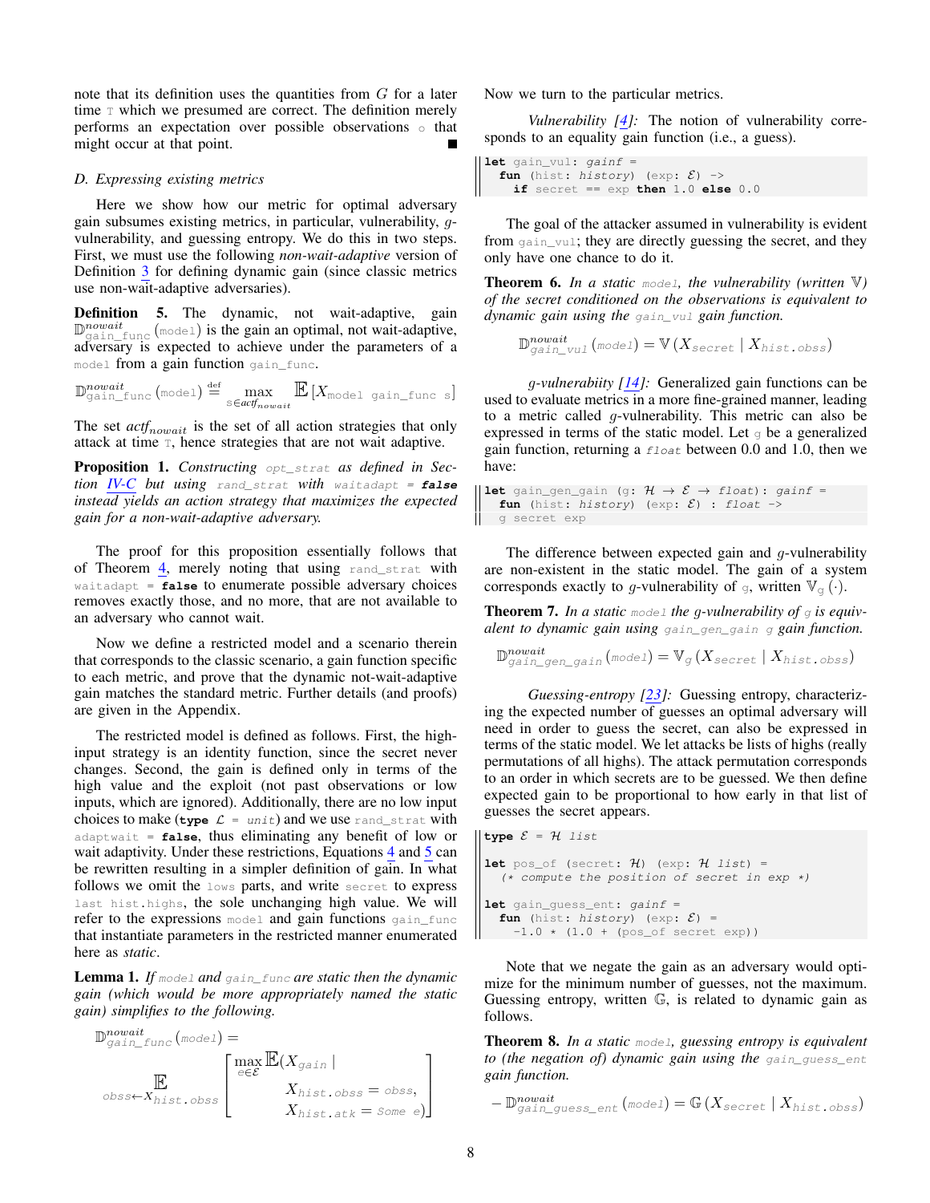note that its definition uses the quantities from $G$ for a later time `T` which we presumed are correct. The definition merely performs an expectation over possible observations `o` that might occur at that point. ∎

### D. Expressing existing metrics

Here we show how our metric for optimal adversary gain subsumes existing metrics, in particular, vulnerability, $g$-vulnerability, and guessing entropy. We do this in two steps. First, we must use the following *non-wait-adaptive* version of Definition 3 for defining dynamic gain (since classic metrics use non-wait-adaptive adversaries).

**Definition 5.** The dynamic, not wait-adaptive, gain $\mathbb{D}^{nowait}_{\texttt{gain\_func}}(\texttt{model})$ is the gain an optimal, not wait-adaptive, adversary is expected to achieve under the parameters of a `model` from a gain function `gain_func`.

$$\mathbb{D}^{nowait}_{\texttt{gain\_func}}(\texttt{model}) \stackrel{\text{def}}{=} \max_{\texttt{s} \in \mathit{actf}_{nowait}} \mathbb{E}\left[X_{\texttt{model gain\_func s}}\right]$$

The set $\mathit{actf}_{nowait}$ is the set of all action strategies that only attack at time `T`, hence strategies that are not wait adaptive.

**Proposition 1.** *Constructing* `opt_strat` *as defined in Section IV-C but using* `rand_strat` *with* `waitadapt = false` *instead yields an action strategy that maximizes the expected gain for a non-wait-adaptive adversary.*

The proof for this proposition essentially follows that of Theorem 4, merely noting that using `rand_strat` with `waitadapt = false` to enumerate possible adversary choices removes exactly those, and no more, that are not available to an adversary who cannot wait.

Now we define a restricted model and a scenario therein that corresponds to the classic scenario, a gain function specific to each metric, and prove that the dynamic not-wait-adaptive gain matches the standard metric. Further details (and proofs) are given in the Appendix.

The restricted model is defined as follows. First, the high-input strategy is an identity function, since the secret never changes. Second, the gain is defined only in terms of the high value and the exploit (not past observations or low inputs, which are ignored). Additionally, there are no low input choices to make (`type` $\mathcal{L}$ `= unit`) and we use `rand_strat` with `adaptwait = false`, thus eliminating any benefit of low or wait adaptivity. Under these restrictions, Equations 4 and 5 can be rewritten resulting in a simpler definition of gain. In what follows we omit the `lows` parts, and write `secret` to express `last hist.highs`, the sole unchanging high value. We will refer to the expressions `model` and gain functions `gain_func` that instantiate parameters in the restricted manner enumerated here as *static*.

**Lemma 1.** *If* `model` *and* `gain_func` *are static then the dynamic gain (which would be more appropriately named the static gain) simplifies to the following.*

$$\mathbb{D}^{nowait}_{\texttt{gain\_func}}(\texttt{model}) = \mathop{\mathbb{E}}_{obss \leftarrow X_{hist.obss}} \left[ \max_{e \in \mathcal{E}} \mathbb{E}(X_{gain} \mid X_{hist.obss} = obss, X_{hist.atk} = \texttt{Some}\ e) \right]$$

Now we turn to the particular metrics.

*Vulnerability [4]:* The notion of vulnerability corresponds to an equality gain function (i.e., a guess).

```
let gain_vul: gainf =
  fun (hist: history) (exp: ℰ) ->
    if secret == exp then 1.0 else 0.0
```

The goal of the attacker assumed in vulnerability is evident from `gain_vul`; they are directly guessing the secret, and they only have one chance to do it.

**Theorem 6.** *In a static* `model`*, the vulnerability (written* $\mathbb{V}$*) of the secret conditioned on the observations is equivalent to dynamic gain using the* `gain_vul` *gain function.*

$$\mathbb{D}^{nowait}_{\texttt{gain\_vul}}(\texttt{model}) = \mathbb{V}\left(X_{secret} \mid X_{hist.obss}\right)$$

*g-vulnerabiity [14]:* Generalized gain functions can be used to evaluate metrics in a more fine-grained manner, leading to a metric called $g$-vulnerability. This metric can also be expressed in terms of the static model. Let `g` be a generalized gain function, returning a *float* between 0.0 and 1.0, then we have:

```
let gain_gen_gain (g: ℋ → ℰ → float): gainf =
  fun (hist: history) (exp: ℰ) : float ->
  g secret exp
```

The difference between expected gain and $g$-vulnerability are non-existent in the static model. The gain of a system corresponds exactly to $g$-vulnerability of `g`, written $\mathbb{V}_g(\cdot)$.

**Theorem 7.** *In a static* `model` *the g-vulnerability of* `g` *is equivalent to dynamic gain using* `gain_gen_gain g` *gain function.*

$$\mathbb{D}^{nowait}_{\texttt{gain\_gen\_gain}}(\texttt{model}) = \mathbb{V}_g\left(X_{secret} \mid X_{hist.obss}\right)$$

*Guessing-entropy [23]:* Guessing entropy, characterizing the expected number of guesses an optimal adversary will need in order to guess the secret, can also be expressed in terms of the static model. We let attacks be lists of highs (really permutations of all highs). The attack permutation corresponds to an order in which secrets are to be guessed. We then define expected gain to be proportional to how early in that list of guesses the secret appears.

```
type ℰ = ℋ list

let pos_of (secret: ℋ) (exp: ℋ list) =
  (* compute the position of secret in exp *)

let gain_guess_ent: gainf =
  fun (hist: history) (exp: ℰ) =
    -1.0 * (1.0 + (pos_of secret exp))
```

Note that we negate the gain as an adversary would optimize for the minimum number of guesses, not the maximum. Guessing entropy, written $\mathbb{G}$, is related to dynamic gain as follows.

**Theorem 8.** *In a static* `model`*, guessing entropy is equivalent to (the negation of) dynamic gain using the* `gain_guess_ent` *gain function.*

$$-\mathbb{D}^{nowait}_{\texttt{gain\_guess\_ent}}(\texttt{model}) = \mathbb{G}\left(X_{secret} \mid X_{hist.obss}\right)$$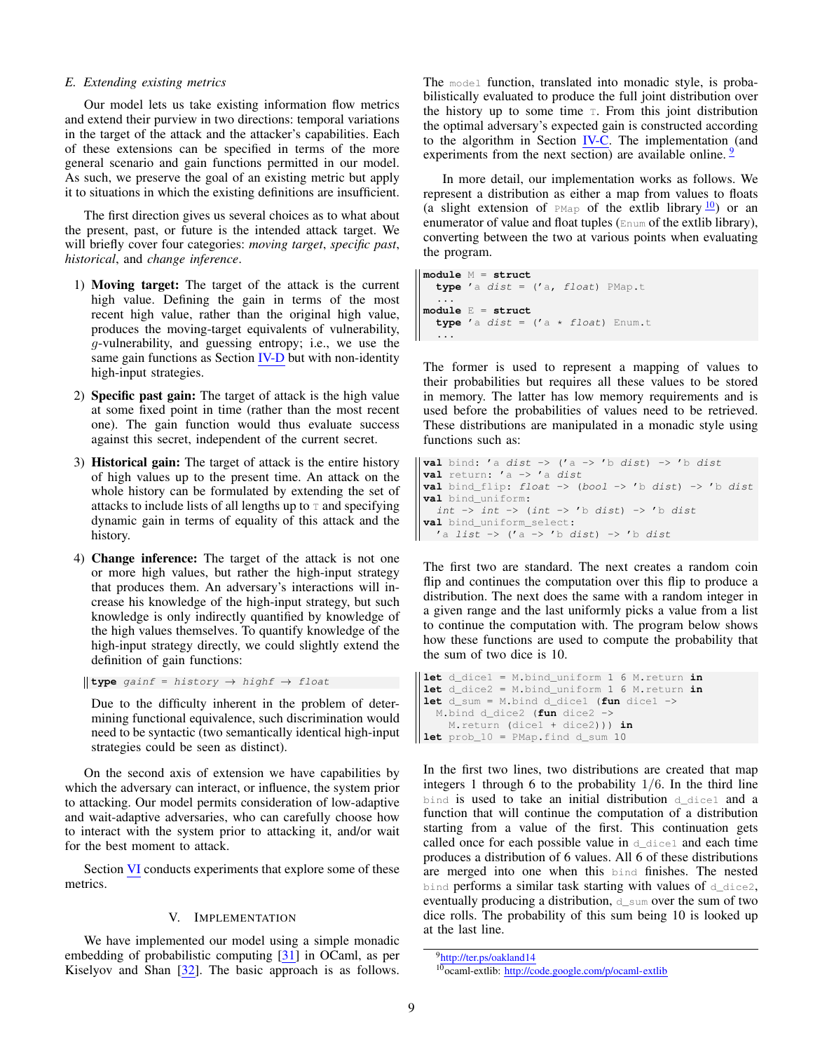### E. Extending existing metrics

Our model lets us take existing information flow metrics and extend their purview in two directions: temporal variations in the target of the attack and the attacker's capabilities. Each of these extensions can be specified in terms of the more general scenario and gain functions permitted in our model. As such, we preserve the goal of an existing metric but apply it to situations in which the existing definitions are insufficient.

The first direction gives us several choices as to what about the present, past, or future is the intended attack target. We will briefly cover four categories: *moving target*, *specific past*, *historical*, and *change inference*.

1) **Moving target:** The target of the attack is the current high value. Defining the gain in terms of the most recent high value, rather than the original high value, produces the moving-target equivalents of vulnerability, $g$-vulnerability, and guessing entropy; i.e., we use the same gain functions as Section IV-D but with non-identity high-input strategies.
2) **Specific past gain:** The target of attack is the high value at some fixed point in time (rather than the most recent one). The gain function would thus evaluate success against this secret, independent of the current secret.
3) **Historical gain:** The target of attack is the entire history of high values up to the present time. An attack on the whole history can be formulated by extending the set of attacks to include lists of all lengths up to $T$ and specifying dynamic gain in terms of equality of this attack and the history.
4) **Change inference:** The target of the attack is not one or more high values, but rather the high-input strategy that produces them. An adversary's interactions will increase his knowledge of the high-input strategy, but such knowledge is only indirectly quantified by knowledge of the high values themselves. To quantify knowledge of the high-input strategy directly, we could slightly extend the definition of gain functions:

```
type gainf = history → highf → float
```

Due to the difficulty inherent in the problem of determining functional equivalence, such discrimination would need to be syntactic (two semantically identical high-input strategies could be seen as distinct).

On the second axis of extension we have capabilities by which the adversary can interact, or influence, the system prior to attacking. Our model permits consideration of low-adaptive and wait-adaptive adversaries, who can carefully choose how to interact with the system prior to attacking it, and/or wait for the best moment to attack.

Section VI conducts experiments that explore some of these metrics.

## V. Implementation

We have implemented our model using a simple monadic embedding of probabilistic computing [31] in OCaml, as per Kiselyov and Shan [32]. The basic approach is as follows. The `model` function, translated into monadic style, is probabilistically evaluated to produce the full joint distribution over the history up to some time `T`. From this joint distribution the optimal adversary's expected gain is constructed according to the algorithm in Section IV-C. The implementation (and experiments from the next section) are available online. [9]

In more detail, our implementation works as follows. We represent a distribution as either a map from values to floats (a slight extension of `PMap` of the extlib library [10]) or an enumerator of value and float tuples (`Enum` of the extlib library), converting between the two at various points when evaluating the program.

```
module M = struct
  type 'a dist = ('a, float) PMap.t
  ...
module E = struct
  type 'a dist = ('a * float) Enum.t
  ...
```

The former is used to represent a mapping of values to their probabilities but requires all these values to be stored in memory. The latter has low memory requirements and is used before the probabilities of values need to be retrieved. These distributions are manipulated in a monadic style using functions such as:

```
val bind: 'a dist -> ('a -> 'b dist) -> 'b dist
val return: 'a -> 'a dist
val bind_flip: float -> (bool -> 'b dist) -> 'b dist
val bind_uniform:
  int -> int -> (int -> 'b dist) -> 'b dist
val bind_uniform_select:
  'a list -> ('a -> 'b dist) -> 'b dist
```

The first two are standard. The next creates a random coin flip and continues the computation over this flip to produce a distribution. The next does the same with a random integer in a given range and the last uniformly picks a value from a list to continue the computation with. The program below shows how these functions are used to compute the probability that the sum of two dice is 10.

```
let d_dice1 = M.bind_uniform 1 6 M.return in
let d_dice2 = M.bind_uniform 1 6 M.return in
let d_sum = M.bind d_dice1 (fun dice1 ->
  M.bind d_dice2 (fun dice2 ->
    M.return (dice1 + dice2))) in
let prob_10 = PMap.find d_sum 10
```

In the first two lines, two distributions are created that map integers 1 through 6 to the probability 1/6. In the third line `bind` is used to take an initial distribution `d_dice1` and a function that will continue the computation of a distribution starting from a value of the first. This continuation gets called once for each possible value in `d_dice1` and each time produces a distribution of 6 values. All 6 of these distributions are merged into one when this `bind` finishes. The nested `bind` performs a similar task starting with values of `d_dice2`, eventually producing a distribution, `d_sum` over the sum of two dice rolls. The probability of this sum being 10 is looked up at the last line.

[9] http://ter.ps/oakland14

[10] ocaml-extlib: http://code.google.com/p/ocaml-extlib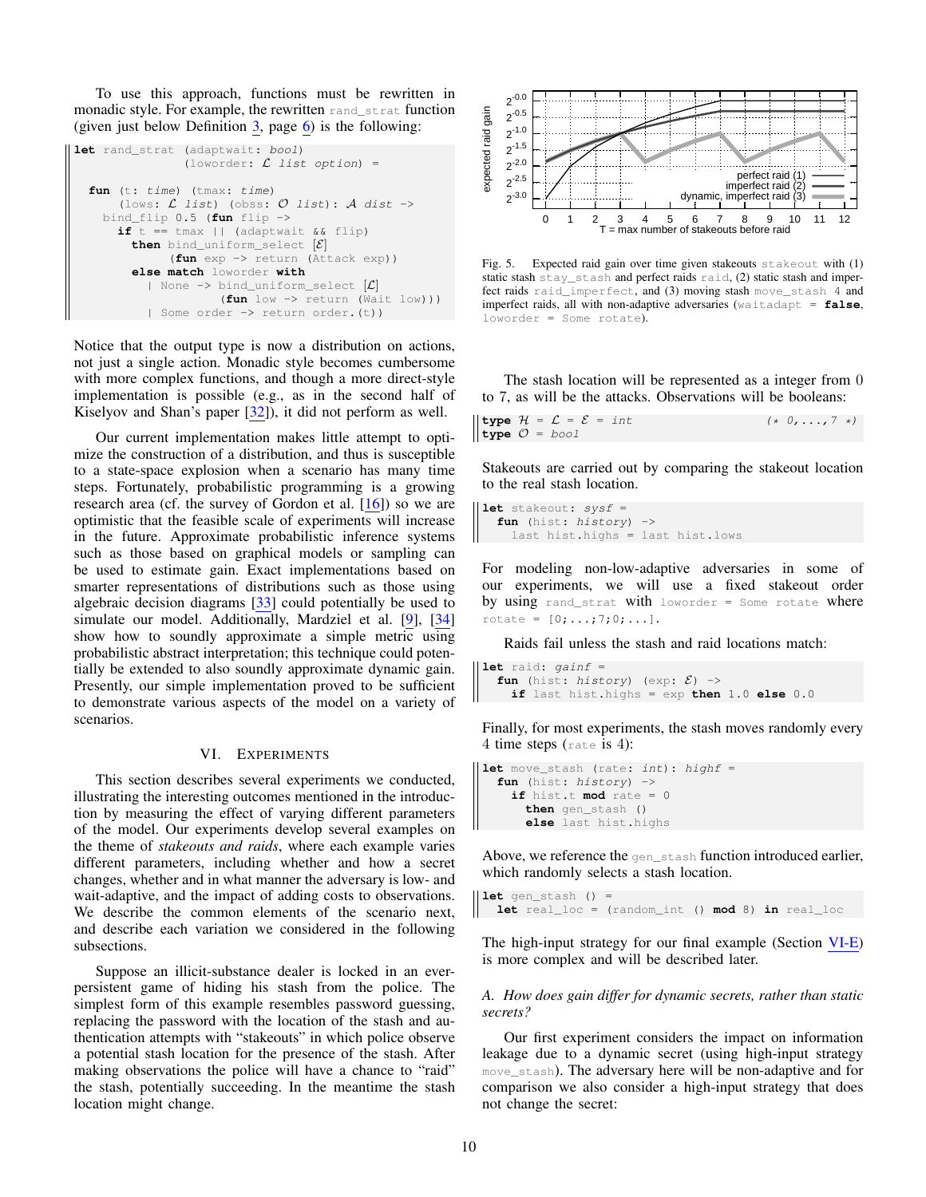To use this approach, functions must be rewritten in monadic style. For example, the rewritten `rand_strat` function (given just below Definition 3, page 6) is the following:

```
let rand_strat (adaptwait: bool)
               (loworder: ℒ list option) =

  fun (t: time) (tmax: time)
      (lows: ℒ list) (obs: 𝒪 list): 𝒜 dist ->
    bind_flip 0.5 (fun flip ->
      if t == tmax || (adaptwait && flip)
        then bind_uniform_select [ℰ]
             (fun exp -> return (Attack exp))
        else match loworder with
          | None -> bind_uniform_select [ℒ]
                    (fun low -> return (Wait low)))
          | Some order -> return order.(t))
```

Notice that the output type is now a distribution on actions, not just a single action. Monadic style becomes cumbersome with more complex functions, and though a more direct-style implementation is possible (e.g., as in the second half of Kiselyov and Shan's paper [32]), it did not perform as well.

Our current implementation makes little attempt to optimize the construction of a distribution, and thus is susceptible to a state-space explosion when a scenario has many time steps. Fortunately, probabilistic programming is a growing research area (cf. the survey of Gordon et al. [16]) so we are optimistic that the feasible scale of experiments will increase in the future. Approximate probabilistic inference systems such as those based on graphical models or sampling can be used to estimate gain. Exact implementations based on smarter representations of distributions such as those using algebraic decision diagrams [33] could potentially be used to simulate our model. Additionally, Mardziel et al. [9], [34] show how to soundly approximate a simple metric using probabilistic abstract interpretation; this technique could potentially be extended to also soundly approximate dynamic gain. Presently, our simple implementation proved to be sufficient to demonstrate various aspects of the model on a variety of scenarios.

## VI. Experiments

This section describes several experiments we conducted, illustrating the interesting outcomes mentioned in the introduction by measuring the effect of varying different parameters of the model. Our experiments develop several examples on the theme of *stakeouts and raids*, where each example varies different parameters, including whether and how a secret changes, whether and in what manner the adversary is low- and wait-adaptive, and the impact of adding costs to observations. We describe the common elements of the scenario next, and describe each variation we considered in the following subsections.

Suppose an illicit-substance dealer is locked in an ever-persistent game of hiding his stash from the police. The simplest form of this example resembles password guessing, replacing the password with the location of the stash and authentication attempts with "stakeouts" in which police observe a potential stash location for the presence of the stash. After making observations the police will have a chance to "raid" the stash, potentially succeeding. In the meantime the stash location might change.

Fig. 5. Expected raid gain over time given stakeouts `stakeout` with (1) static stash `stay_stash` and perfect raids `raid`, (2) static stash and imperfect raids `raid_imperfect`, and (3) moving stash `move_stash 4` and imperfect raids, all with non-adaptive adversaries (`waitadapt = false`, `loworder = Some rotate`).

The stash location will be represented as a integer from 0 to 7, as will be the attacks. Observations will be booleans:

```
type ℋ = ℒ = ℰ = int                    (* 0,...,7 *)
type 𝒪 = bool
```

Stakeouts are carried out by comparing the stakeout location to the real stash location.

```
let stakeout: sysf =
  fun (hist: history) ->
    last hist.highs = last hist.lows
```

For modeling non-low-adaptive adversaries in some of our experiments, we will use a fixed stakeout order by using `rand_strat` with `loworder = Some rotate` where `rotate = [0;...;7;0;...]`.

Raids fail unless the stash and raid locations match:

```
let raid: gainf =
  fun (hist: history) (exp: ℰ) ->
    if last hist.highs = exp then 1.0 else 0.0
```

Finally, for most experiments, the stash moves randomly every 4 time steps (`rate` is 4):

```
let move_stash (rate: int): highf =
  fun (hist: history) ->
    if hist.t mod rate = 0
      then gen_stash ()
      else last hist.highs
```

Above, we reference the `gen_stash` function introduced earlier, which randomly selects a stash location.

```
let gen_stash () =
  let real_loc = (random_int () mod 8) in real_loc
```

The high-input strategy for our final example (Section VI-E) is more complex and will be described later.

### A. How does gain differ for dynamic secrets, rather than static secrets?

Our first experiment considers the impact on information leakage due to a dynamic secret (using high-input strategy `move_stash`). The adversary here will be non-adaptive and for comparison we also consider a high-input strategy that does not change the secret: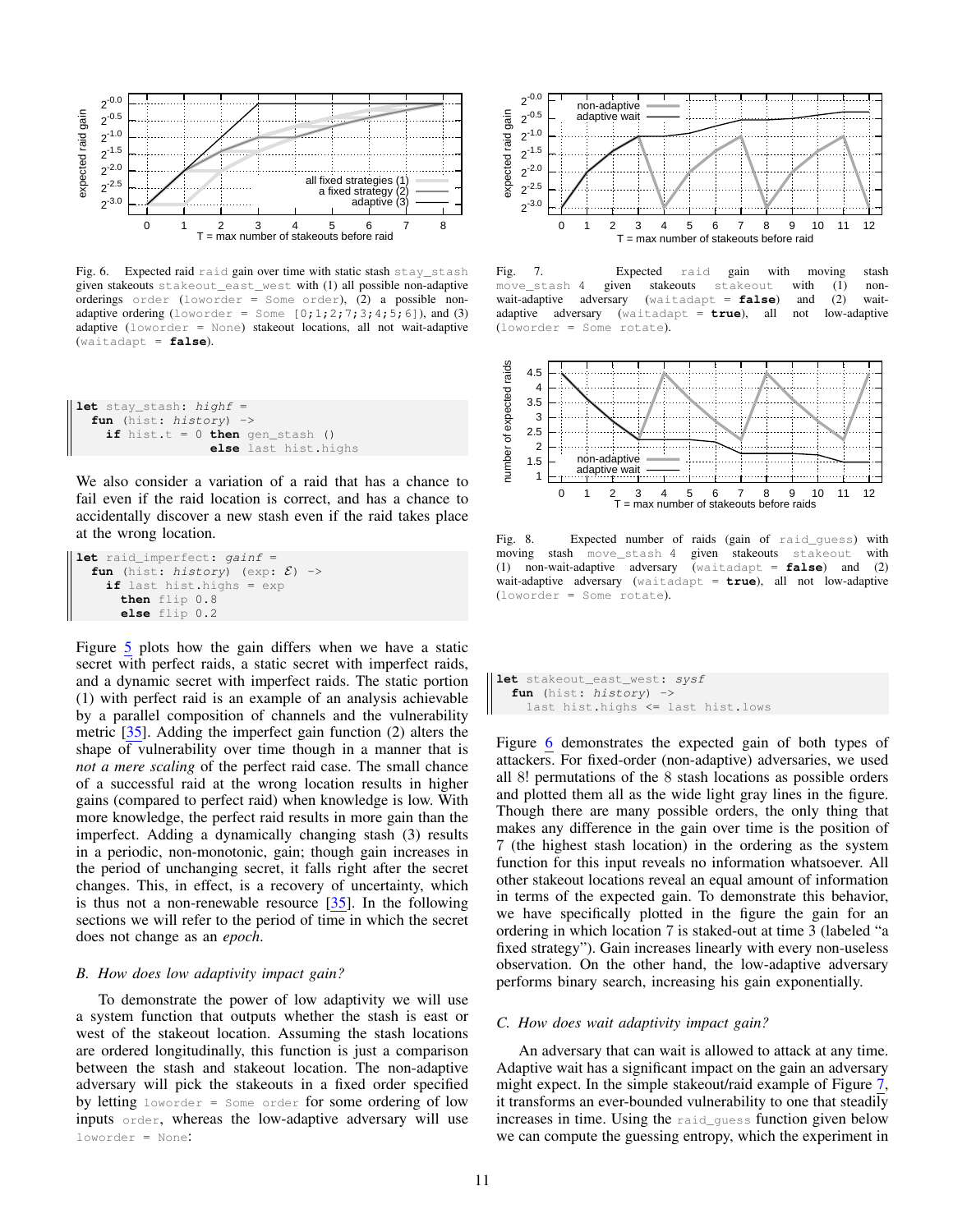Fig. 6. Expected raid `raid` gain over time with static stash `stay_stash` given stakeouts `stakeout_east_west` with (1) all possible non-adaptive orderings `order` (`loworder = Some order`), (2) a possible non-adaptive ordering (`loworder = Some [0;1;2;7;3;4;5;6]`), and (3) adaptive (`loworder = None`) stakeout locations, all not wait-adaptive (`waitadapt = false`).

```
let stay_stash: highf =
  fun (hist: history) ->
    if hist.t = 0 then gen_stash ()
                  else last hist.highs
```

We also consider a variation of a raid that has a chance to fail even if the raid location is correct, and has a chance to accidentally discover a new stash even if the raid takes place at the wrong location.

```
let raid_imperfect: gainf =
  fun (hist: history) (exp: ℰ) ->
    if last hist.highs = exp
      then flip 0.8
      else flip 0.2
```

Figure 5 plots how the gain differs when we have a static secret with perfect raids, a static secret with imperfect raids, and a dynamic secret with imperfect raids. The static portion (1) with perfect raid is an example of an analysis achievable by a parallel composition of channels and the vulnerability metric [35]. Adding the imperfect gain function (2) alters the shape of vulnerability over time though in a manner that is *not a mere scaling* of the perfect raid case. The small chance of a successful raid at the wrong location results in higher gains (compared to perfect raid) when knowledge is low. With more knowledge, the perfect raid results in more gain than the imperfect. Adding a dynamically changing stash (3) results in a periodic, non-monotonic, gain; though gain increases in the period of unchanging secret, it falls right after the secret changes. This, in effect, is a recovery of uncertainty, which is thus not a non-renewable resource [35]. In the following sections we will refer to the period of time in which the secret does not change as an *epoch*.

### B. How does low adaptivity impact gain?

To demonstrate the power of low adaptivity we will use a system function that outputs whether the stash is east or west of the stakeout location. Assuming the stash locations are ordered longitudinally, this function is just a comparison between the stash and stakeout location. The non-adaptive adversary will pick the stakeouts in a fixed order specified by letting `loworder = Some order` for some ordering of low inputs `order`, whereas the low-adaptive adversary will use `loworder = None`:

Fig. 7. Expected `raid` gain with moving stash `move_stash 4` given stakeouts `stakeout` with (1) non-wait-adaptive adversary (`waitadapt = false`) and (2) wait-adaptive adversary (`waitadapt = true`), all not low-adaptive (`loworder = Some rotate`).

Fig. 8. Expected number of raids (gain of `raid_guess`) with moving stash `move_stash 4` given stakeouts `stakeout` with (1) non-wait-adaptive adversary (`waitadapt = false`) and (2) wait-adaptive adversary (`waitadapt = true`), all not low-adaptive (`loworder = Some rotate`).

```
let stakeout_east_west: sysf
  fun (hist: history) ->
    last hist.highs <= last hist.lows
```

Figure 6 demonstrates the expected gain of both types of attackers. For fixed-order (non-adaptive) adversaries, we used all 8! permutations of the 8 stash locations as possible orders and plotted them all as the wide light gray lines in the figure. Though there are many possible orders, the only thing that makes any difference in the gain over time is the position of 7 (the highest stash location) in the ordering as the system function for this input reveals no information whatsoever. All other stakeout locations reveal an equal amount of information in terms of the expected gain. To demonstrate this behavior, we have specifically plotted in the figure the gain for an ordering in which location 7 is staked-out at time 3 (labeled "a fixed strategy"). Gain increases linearly with every non-useless observation. On the other hand, the low-adaptive adversary performs binary search, increasing his gain exponentially.

### C. How does wait adaptivity impact gain?

An adversary that can wait is allowed to attack at any time. Adaptive wait has a significant impact on the gain an adversary might expect. In the simple stakeout/raid example of Figure 7, it transforms an ever-bounded vulnerability to one that steadily increases in time. Using the `raid_guess` function given below we can compute the guessing entropy, which the experiment in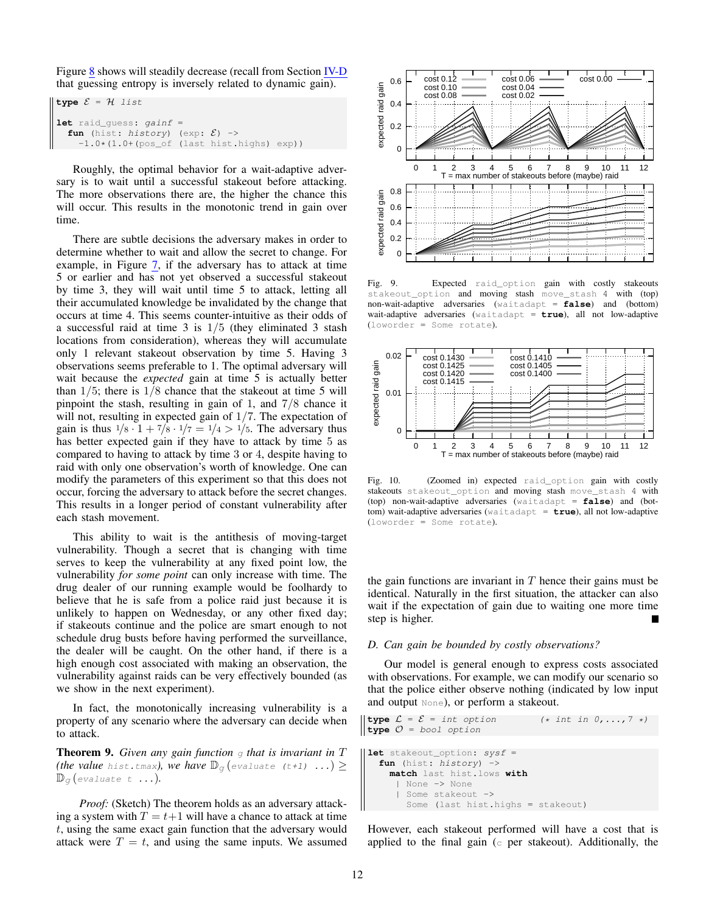Figure 8 shows will steadily decrease (recall from Section IV-D that guessing entropy is inversely related to dynamic gain).

```
type ℰ = ℋ list

let raid_guess: gainf =
  fun (hist: history) (exp: ℰ) ->
    -1.0*(1.0+(pos_of (last hist.highs) exp))
```

Roughly, the optimal behavior for a wait-adaptive adversary is to wait until a successful stakeout before attacking. The more observations there are, the higher the chance this will occur. This results in the monotonic trend in gain over time.

There are subtle decisions the adversary makes in order to determine whether to wait and allow the secret to change. For example, in Figure 7, if the adversary has to attack at time 5 or earlier and has not yet observed a successful stakeout by time 3, they will wait until time 5 to attack, letting all their accumulated knowledge be invalidated by the change that occurs at time 4. This seems counter-intuitive as their odds of a successful raid at time 3 is $1/5$ (they eliminated 3 stash locations from consideration), whereas they will accumulate only 1 relevant stakeout observation by time 5. Having 3 observations seems preferable to 1. The optimal adversary will wait because the *expected* gain at time 5 is actually better than $1/5$; there is $1/8$ chance that the stakeout at time 5 will pinpoint the stash, resulting in gain of 1, and $7/8$ chance it will not, resulting in expected gain of $1/7$. The expectation of gain is thus $1/8 \cdot 1 + 7/8 \cdot 1/7 = 1/4 > 1/5$. The adversary thus has better expected gain if they have to attack by time 5 as compared to having to attack by time 3 or 4, despite having to raid with only one observation's worth of knowledge. One can modify the parameters of this experiment so that this does not occur, forcing the adversary to attack before the secret changes. This results in a longer period of constant vulnerability after each stash movement.

This ability to wait is the antithesis of moving-target vulnerability. Though a secret that is changing with time serves to keep the vulnerability at any fixed point low, the vulnerability *for some point* can only increase with time. The drug dealer of our running example would be foolhardy to believe that he is safe from a police raid just because it is unlikely to happen on Wednesday, or any other fixed day; if stakeouts continue and the police are smart enough to not schedule drug busts before having performed the surveillance, the dealer will be caught. On the other hand, if there is a high enough cost associated with making an observation, the vulnerability against raids can be very effectively bounded (as we show in the next experiment).

In fact, the monotonically increasing vulnerability is a property of any scenario where the adversary can decide when to attack.

**Theorem 9.** *Given any gain function* $g$ *that is invariant in* $T$ *(the value* `hist.tmax`*), we have* $\mathbb{D}_g$(`evaluate (t+1) ...`) $\geq$ $\mathbb{D}_g$(`evaluate t ...`).

*Proof:* (Sketch) The theorem holds as an adversary attacking a system with $T = t+1$ will have a chance to attack at time $t$, using the same exact gain function that the adversary would attack were $T = t$, and using the same inputs. We assumed the gain functions are invariant in $T$ hence their gains must be identical. Naturally in the first situation, the attacker can also wait if the expectation of gain due to waiting one more time step is higher. ∎

Fig. 9. Expected `raid_option` gain with costly stakeouts `stakeout_option` and moving stash `move_stash 4` with (top) non-wait-adaptive adversaries (`waitadapt = false`) and (bottom) wait-adaptive adversaries (`waitadapt = true`), all not low-adaptive (`loworder = Some rotate`).

Fig. 10. (Zoomed in) expected `raid_option` gain with costly stakeouts `stakeout_option` and moving stash `move_stash 4` with (top) non-wait-adaptive adversaries (`waitadapt = false`) and (bottom) wait-adaptive adversaries (`waitadapt = true`), all not low-adaptive (`loworder = Some rotate`).

### D. Can gain be bounded by costly observations?

Our model is general enough to express costs associated with observations. For example, we can modify our scenario so that the police either observe nothing (indicated by low input and output `None`), or perform a stakeout.

```
type ℒ = ℰ = int option        (* int in 0,...,7 *)
type 𝒪 = bool option
```

```
let stakeout_option: sysf =
  fun (hist: history) ->
    match last hist.lows with
     | None -> None
     | Some stakeout ->
       Some (last hist.highs = stakeout)
```

However, each stakeout performed will have a cost that is applied to the final gain ($c$ per stakeout). Additionally, the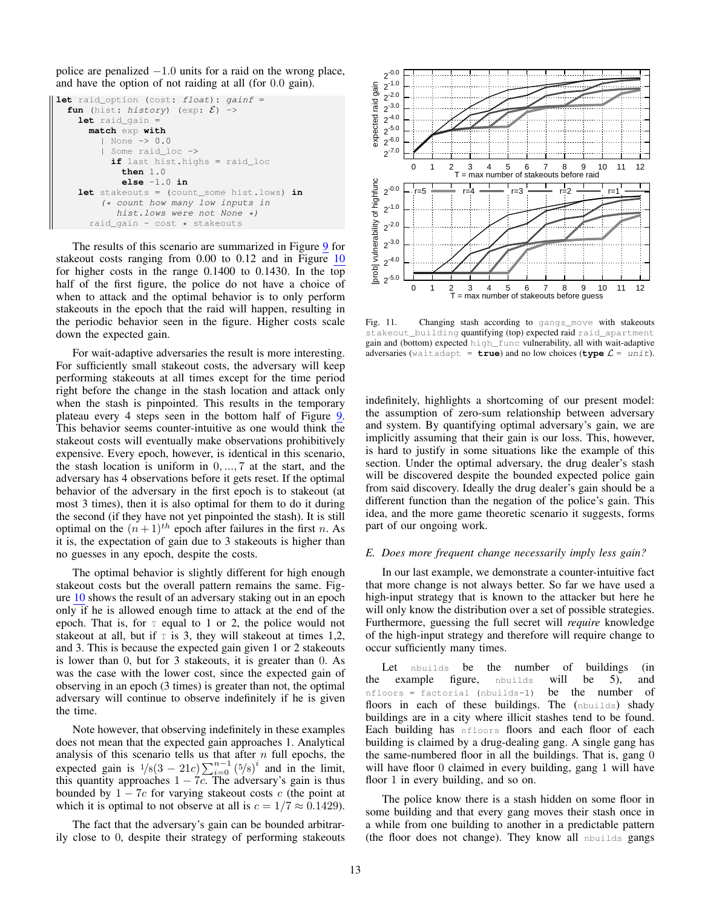police are penalized $-1.0$ units for a raid on the wrong place, and have the option of not raiding at all (for $0.0$ gain).

```
let raid_option (cost: float): gainf =
  fun (hist: history) (exp: ℰ) ->
    let raid_gain =
      match exp with
        | None -> 0.0
        | Some raid_loc ->
          if last hist.highs = raid_loc
            then 1.0
            else -1.0 in
    let stakeouts = (count_some hist.lows) in
        (* count how many low inputs in
           hist.lows were not None *)
      raid_gain - cost * stakeouts
```

The results of this scenario are summarized in Figure 9 for stakeout costs ranging from 0.00 to 0.12 and in Figure 10 for higher costs in the range 0.1400 to 0.1430. In the top half of the first figure, the police do not have a choice of when to attack and the optimal behavior is to only perform stakeouts in the epoch that the raid will happen, resulting in the periodic behavior seen in the figure. Higher costs scale down the expected gain.

For wait-adaptive adversaries the result is more interesting. For sufficiently small stakeout costs, the adversary will keep performing stakeouts at all times except for the time period right before the change in the stash location and attack only when the stash is pinpointed. This results in the temporary plateau every 4 steps seen in the bottom half of Figure 9. This behavior seems counter-intuitive as one would think the stakeout costs will eventually make observations prohibitively expensive. Every epoch, however, is identical in this scenario, the stash location is uniform in $0, ..., 7$ at the start, and the adversary has 4 observations before it gets reset. If the optimal behavior of the adversary in the first epoch is to stakeout (at most 3 times), then it is also optimal for them to do it during the second (if they have not yet pinpointed the stash). It is still optimal on the $(n+1)^{th}$ epoch after failures in the first $n$. As it is, the expectation of gain due to 3 stakeouts is higher than no guesses in any epoch, despite the costs.

The optimal behavior is slightly different for high enough stakeout costs but the overall pattern remains the same. Figure 10 shows the result of an adversary staking out in an epoch only if he is allowed enough time to attack at the end of the epoch. That is, for `T` equal to 1 or 2, the police would not stakeout at all, but if `T` is 3, they will stakeout at times 1,2, and 3. This is because the expected gain given 1 or 2 stakeouts is lower than 0, but for 3 stakeouts, it is greater than 0. As was the case with the lower cost, since the expected gain of observing in an epoch (3 times) is greater than not, the optimal adversary will continue to observe indefinitely if he is given the time.

Note however, that observing indefinitely in these examples does not mean that the expected gain approaches 1. Analytical analysis of this scenario tells us that after $n$ full epochs, the expected gain is $1/8(3 - 21c)\sum_{i=0}^{n-1}(5/8)^i$ and in the limit, this quantity approaches $1 - 7c$. The adversary's gain is thus bounded by $1 - 7c$ for varying stakeout costs $c$ (the point at which it is optimal to not observe at all is $c = 1/7 \approx 0.1429$).

The fact that the adversary's gain can be bounded arbitrarily close to 0, despite their strategy of performing stakeouts indefinitely, highlights a shortcoming of our present model: the assumption of zero-sum relationship between adversary and system. By quantifying optimal adversary's gain, we are implicitly assuming that their gain is our loss. This, however, is hard to justify in some situations like the example of this section. Under the optimal adversary, the drug dealer's stash will be discovered despite the bounded expected police gain from said discovery. Ideally the drug dealer's gain should be a different function than the negation of the police's gain. This idea, and the more game theoretic scenario it suggests, forms part of our ongoing work.

Fig. 11. Changing stash according to `gangs_move` with stakeouts `stakeout_building` quantifying (top) expected raid `raid_apartment` gain and (bottom) expected `high_func` vulnerability, all with wait-adaptive adversaries (`waitadapt = true`) and no low choices (`type ℒ = unit`).

### E. Does more frequent change necessarily imply less gain?

In our last example, we demonstrate a counter-intuitive fact that more change is not always better. So far we have used a high-input strategy that is known to the attacker but here he will only know the distribution over a set of possible strategies. Furthermore, guessing the full secret will *require* knowledge of the high-input strategy and therefore will require change to occur sufficiently many times.

Let `nbuilds` be the number of buildings (in the example figure, `nbuilds` will be 5), and `nfloors = factorial (nbuilds-1)` be the number of floors in each of these buildings. The (`nbuilds`) shady buildings are in a city where illicit stashes tend to be found. Each building has `nfloors` floors and each floor of each building is claimed by a drug-dealing gang. A single gang has the same-numbered floor in all the buildings. That is, gang 0 will have floor 0 claimed in every building, gang 1 will have floor 1 in every building, and so on.

The police know there is a stash hidden on some floor in some building and that every gang moves their stash once in a while from one building to another in a predictable pattern (the floor does not change). They know all `nbuilds` gangs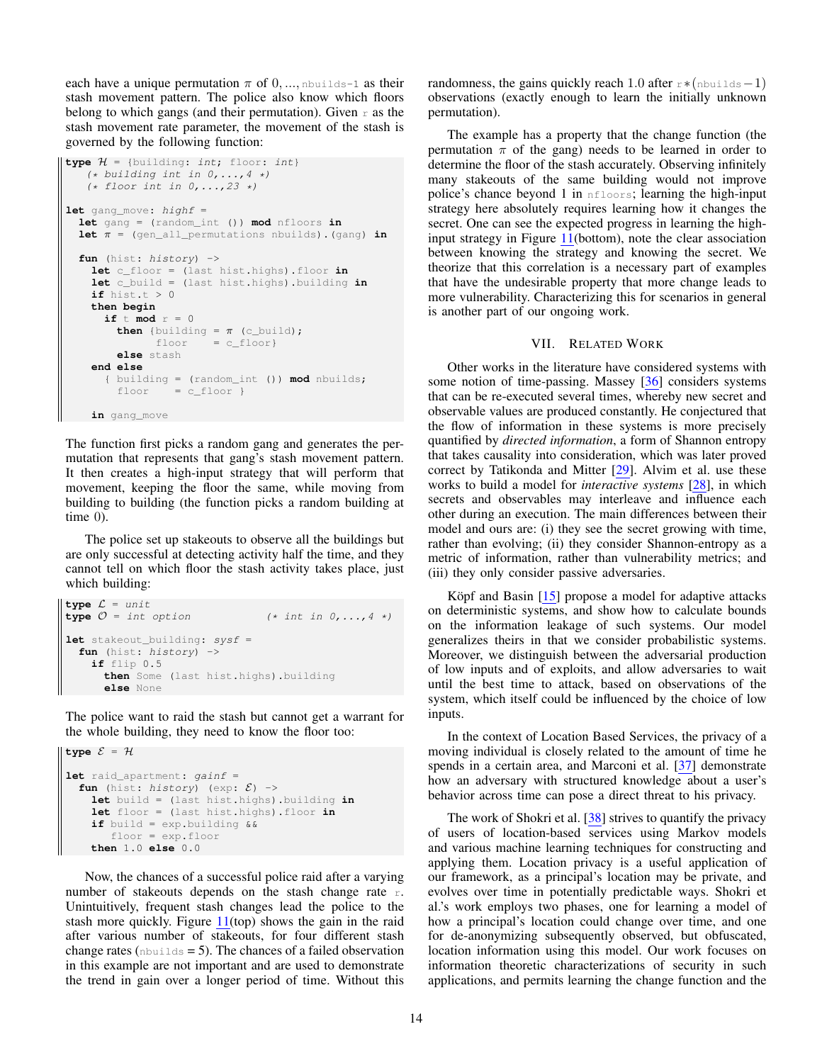each have a unique permutation $\pi$ of $0, ..., \texttt{nbuilds-1}$ as their stash movement pattern. The police also know which floors belong to which gangs (and their permutation). Given r as the stash movement rate parameter, the movement of the stash is governed by the following function:

```
type H = {building: int; floor: int}
    (* building int in 0,...,4 *)
    (* floor int in 0,...,23 *)

let gang_move: highf =
  let gang = (random_int ()) mod nfloors in
  let π = (gen_all_permutations nbuilds).(gang) in

  fun (hist: history) ->
    let c_floor = (last hist.highs).floor in
    let c_build = (last hist.highs).building in
    if hist.t > 0
    then begin
      if t mod r = 0
        then {building = π (c_build);
              floor    = c_floor}
        else stash
    end else
      { building = (random_int ()) mod nbuilds;
        floor    = c_floor }

  in gang_move
```

The function first picks a random gang and generates the permutation that represents that gang's stash movement pattern. It then creates a high-input strategy that will perform that movement, keeping the floor the same, while moving from building to building (the function picks a random building at time 0).

The police set up stakeouts to observe all the buildings but are only successful at detecting activity half the time, and they cannot tell on which floor the stash activity takes place, just which building:

```
type L = unit
type O = int option              (* int in 0,...,4 *)

let stakeout_building: sysf =
  fun (hist: history) ->
    if flip 0.5
      then Some (last hist.highs).building
      else None
```

The police want to raid the stash but cannot get a warrant for the whole building, they need to know the floor too:

```
type E = H

let raid_apartment: gainf =
  fun (hist: history) (exp: E) ->
    let build = (last hist.highs).building in
    let floor = (last hist.highs).floor in
    if build = exp.building &&
       floor = exp.floor
    then 1.0 else 0.0
```

Now, the chances of a successful police raid after a varying number of stakeouts depends on the stash change rate r. Unintuitively, frequent stash changes lead the police to the stash more quickly. Figure 11(top) shows the gain in the raid after various number of stakeouts, for four different stash change rates (nbuilds = 5). The chances of a failed observation in this example are not important and are used to demonstrate the trend in gain over a longer period of time. Without this randomness, the gains quickly reach 1.0 after $r*(\texttt{nbuilds}-1)$ observations (exactly enough to learn the initially unknown permutation).

The example has a property that the change function (the permutation $\pi$ of the gang) needs to be learned in order to determine the floor of the stash accurately. Observing infinitely many stakeouts of the same building would not improve police's chance beyond 1 in nfloors; learning the high-input strategy here absolutely requires learning how it changes the secret. One can see the expected progress in learning the high-input strategy in Figure 11(bottom), note the clear association between knowing the strategy and knowing the secret. We theorize that this correlation is a necessary part of examples that have the undesirable property that more change leads to more vulnerability. Characterizing this for scenarios in general is another part of our ongoing work.

## VII. Related Work

Other works in the literature have considered systems with some notion of time-passing. Massey [36] considers systems that can be re-executed several times, whereby new secret and observable values are produced constantly. He conjectured that the flow of information in these systems is more precisely quantified by *directed information*, a form of Shannon entropy that takes causality into consideration, which was later proved correct by Tatikonda and Mitter [29]. Alvim et al. use these works to build a model for *interactive systems* [28], in which secrets and observables may interleave and influence each other during an execution. The main differences between their model and ours are: (i) they see the secret growing with time, rather than evolving; (ii) they consider Shannon-entropy as a metric of information, rather than vulnerability metrics; and (iii) they only consider passive adversaries.

Köpf and Basin [15] propose a model for adaptive attacks on deterministic systems, and show how to calculate bounds on the information leakage of such systems. Our model generalizes theirs in that we consider probabilistic systems. Moreover, we distinguish between the adversarial production of low inputs and of exploits, and allow adversaries to wait until the best time to attack, based on observations of the system, which itself could be influenced by the choice of low inputs.

In the context of Location Based Services, the privacy of a moving individual is closely related to the amount of time he spends in a certain area, and Marconi et al. [37] demonstrate how an adversary with structured knowledge about a user's behavior across time can pose a direct threat to his privacy.

The work of Shokri et al. [38] strives to quantify the privacy of users of location-based services using Markov models and various machine learning techniques for constructing and applying them. Location privacy is a useful application of our framework, as a principal's location may be private, and evolves over time in potentially predictable ways. Shokri et al.'s work employs two phases, one for learning a model of how a principal's location could change over time, and one for de-anonymizing subsequently observed, but obfuscated, location information using this model. Our work focuses on information theoretic characterizations of security in such applications, and permits learning the change function and the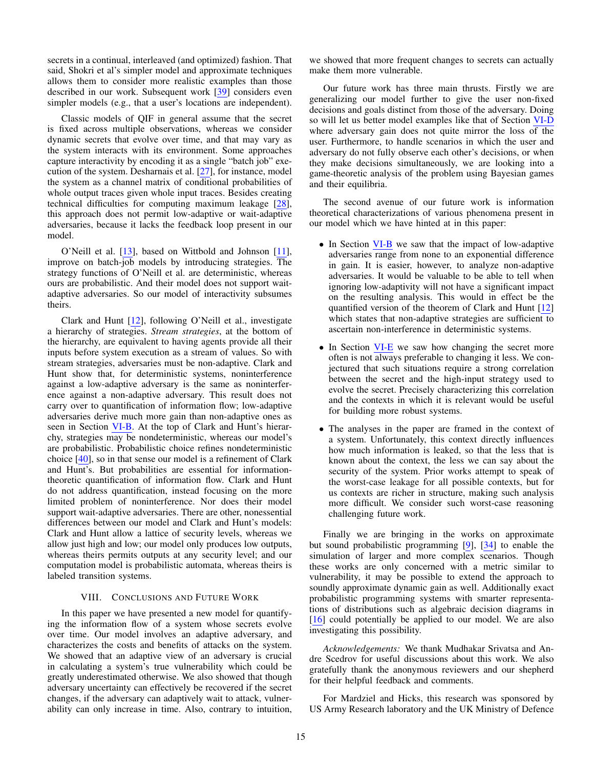secrets in a continual, interleaved (and optimized) fashion. That said, Shokri et al's simpler model and approximate techniques allows them to consider more realistic examples than those described in our work. Subsequent work [39] considers even simpler models (e.g., that a user's locations are independent).

Classic models of QIF in general assume that the secret is fixed across multiple observations, whereas we consider dynamic secrets that evolve over time, and that may vary as the system interacts with its environment. Some approaches capture interactivity by encoding it as a single "batch job" execution of the system. Desharnais et al. [27], for instance, model the system as a channel matrix of conditional probabilities of whole output traces given whole input traces. Besides creating technical difficulties for computing maximum leakage [28], this approach does not permit low-adaptive or wait-adaptive adversaries, because it lacks the feedback loop present in our model.

O'Neill et al. [13], based on Wittbold and Johnson [11], improve on batch-job models by introducing strategies. The strategy functions of O'Neill et al. are deterministic, whereas ours are probabilistic. And their model does not support wait-adaptive adversaries. So our model of interactivity subsumes theirs.

Clark and Hunt [12], following O'Neill et al., investigate a hierarchy of strategies. *Stream strategies*, at the bottom of the hierarchy, are equivalent to having agents provide all their inputs before system execution as a stream of values. So with stream strategies, adversaries must be non-adaptive. Clark and Hunt show that, for deterministic systems, noninterference against a low-adaptive adversary is the same as noninterference against a non-adaptive adversary. This result does not carry over to quantification of information flow; low-adaptive adversaries derive much more gain than non-adaptive ones as seen in Section VI-B. At the top of Clark and Hunt's hierarchy, strategies may be nondeterministic, whereas our model's are probabilistic. Probabilistic choice refines nondeterministic choice [40], so in that sense our model is a refinement of Clark and Hunt's. But probabilities are essential for information-theoretic quantification of information flow. Clark and Hunt do not address quantification, instead focusing on the more limited problem of noninterference. Nor does their model support wait-adaptive adversaries. There are other, nonessential differences between our model and Clark and Hunt's models: Clark and Hunt allow a lattice of security levels, whereas we allow just high and low; our model only produces low outputs, whereas theirs permits outputs at any security level; and our computation model is probabilistic automata, whereas theirs is labeled transition systems.

## VIII. Conclusions and Future Work

In this paper we have presented a new model for quantifying the information flow of a system whose secrets evolve over time. Our model involves an adaptive adversary, and characterizes the costs and benefits of attacks on the system. We showed that an adaptive view of an adversary is crucial in calculating a system's true vulnerability which could be greatly underestimated otherwise. We also showed that though adversary uncertainty can effectively be recovered if the secret changes, if the adversary can adaptively wait to attack, vulnerability can only increase in time. Also, contrary to intuition, we showed that more frequent changes to secrets can actually make them more vulnerable.

Our future work has three main thrusts. Firstly we are generalizing our model further to give the user non-fixed decisions and goals distinct from those of the adversary. Doing so will let us better model examples like that of Section VI-D where adversary gain does not quite mirror the loss of the user. Furthermore, to handle scenarios in which the user and adversary do not fully observe each other's decisions, or when they make decisions simultaneously, we are looking into a game-theoretic analysis of the problem using Bayesian games and their equilibria.

The second avenue of our future work is information theoretical characterizations of various phenomena present in our model which we have hinted at in this paper:

- In Section VI-B we saw that the impact of low-adaptive adversaries range from none to an exponential difference in gain. It is easier, however, to analyze non-adaptive adversaries. It would be valuable to be able to tell when ignoring low-adaptivity will not have a significant impact on the resulting analysis. This would in effect be the quantified version of the theorem of Clark and Hunt [12] which states that non-adaptive strategies are sufficient to ascertain non-interference in deterministic systems.
- In Section VI-E we saw how changing the secret more often is not always preferable to changing it less. We conjectured that such situations require a strong correlation between the secret and the high-input strategy used to evolve the secret. Precisely characterizing this correlation and the contexts in which it is relevant would be useful for building more robust systems.
- The analyses in the paper are framed in the context of a system. Unfortunately, this context directly influences how much information is leaked, so that the less that is known about the context, the less we can say about the security of the system. Prior works attempt to speak of the worst-case leakage for all possible contexts, but for us contexts are richer in structure, making such analysis more difficult. We consider such worst-case reasoning challenging future work.

Finally we are bringing in the works on approximate but sound probabilistic programming [9], [34] to enable the simulation of larger and more complex scenarios. Though these works are only concerned with a metric similar to vulnerability, it may be possible to extend the approach to soundly approximate dynamic gain as well. Additionally exact probabilistic programming systems with smarter representations of distributions such as algebraic decision diagrams in [16] could potentially be applied to our model. We are also investigating this possibility.

*Acknowledgements:* We thank Mudhakar Srivatsa and Andre Scedrov for useful discussions about this work. We also gratefully thank the anonymous reviewers and our shepherd for their helpful feedback and comments.

For Mardziel and Hicks, this research was sponsored by US Army Research laboratory and the UK Ministry of Defence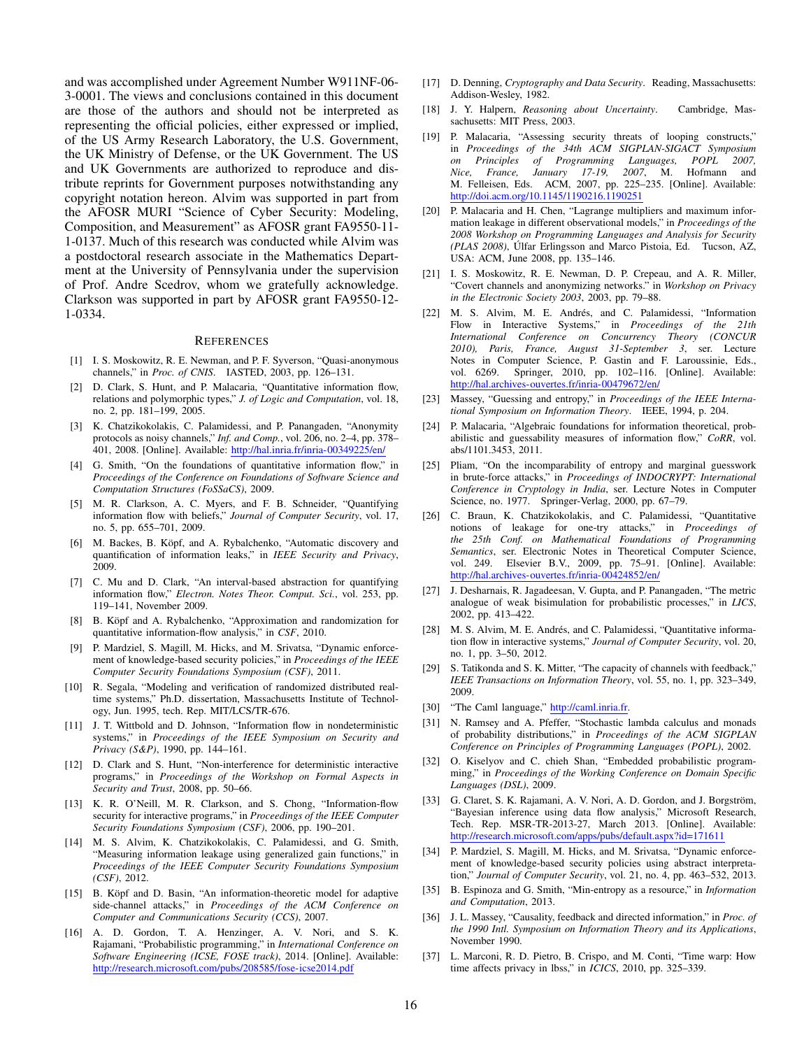and was accomplished under Agreement Number W911NF-06-3-0001. The views and conclusions contained in this document are those of the authors and should not be interpreted as representing the official policies, either expressed or implied, of the US Army Research Laboratory, the U.S. Government, the UK Ministry of Defense, or the UK Government. The US and UK Governments are authorized to reproduce and distribute reprints for Government purposes notwithstanding any copyright notation hereon. Alvim was supported in part from the AFOSR MURI "Science of Cyber Security: Modeling, Composition, and Measurement" as AFOSR grant FA9550-11-1-0137. Much of this research was conducted while Alvim was a postdoctoral research associate in the Mathematics Department at the University of Pennsylvania under the supervision of Prof. Andre Scedrov, whom we gratefully acknowledge. Clarkson was supported in part by AFOSR grant FA9550-12-1-0334.

## References

[1] I. S. Moskowitz, R. E. Newman, and P. F. Syverson, "Quasi-anonymous channels," in *Proc. of CNIS*. IASTED, 2003, pp. 126–131.

[2] D. Clark, S. Hunt, and P. Malacaria, "Quantitative information flow, relations and polymorphic types," *J. of Logic and Computation*, vol. 18, no. 2, pp. 181–199, 2005.

[3] K. Chatzikokolakis, C. Palamidessi, and P. Panangaden, "Anonymity protocols as noisy channels," *Inf. and Comp.*, vol. 206, no. 2–4, pp. 378–401, 2008. [Online]. Available: http://hal.inria.fr/inria-00349225/en/

[4] G. Smith, "On the foundations of quantitative information flow," in *Proceedings of the Conference on Foundations of Software Science and Computation Structures (FoSSaCS)*, 2009.

[5] M. R. Clarkson, A. C. Myers, and F. B. Schneider, "Quantifying information flow with beliefs," *Journal of Computer Security*, vol. 17, no. 5, pp. 655–701, 2009.

[6] M. Backes, B. Köpf, and A. Rybalchenko, "Automatic discovery and quantification of information leaks," in *IEEE Security and Privacy*, 2009.

[7] C. Mu and D. Clark, "An interval-based abstraction for quantifying information flow," *Electron. Notes Theor. Comput. Sci.*, vol. 253, pp. 119–141, November 2009.

[8] B. Köpf and A. Rybalchenko, "Approximation and randomization for quantitative information-flow analysis," in *CSF*, 2010.

[9] P. Mardziel, S. Magill, M. Hicks, and M. Srivatsa, "Dynamic enforcement of knowledge-based security policies," in *Proceedings of the IEEE Computer Security Foundations Symposium (CSF)*, 2011.

[10] R. Segala, "Modeling and verification of randomized distributed real-time systems," Ph.D. dissertation, Massachusetts Institute of Technology, Jun. 1995, tech. Rep. MIT/LCS/TR-676.

[11] J. T. Wittbold and D. Johnson, "Information flow in nondeterministic systems," in *Proceedings of the IEEE Symposium on Security and Privacy (S&P)*, 1990, pp. 144–161.

[12] D. Clark and S. Hunt, "Non-interference for deterministic interactive programs," in *Proceedings of the Workshop on Formal Aspects in Security and Trust*, 2008, pp. 50–66.

[13] K. R. O'Neill, M. R. Clarkson, and S. Chong, "Information-flow security for interactive programs," in *Proceedings of the IEEE Computer Security Foundations Symposium (CSF)*, 2006, pp. 190–201.

[14] M. S. Alvim, K. Chatzikokolakis, C. Palamidessi, and G. Smith, "Measuring information leakage using generalized gain functions," in *Proceedings of the IEEE Computer Security Foundations Symposium (CSF)*, 2012.

[15] B. Köpf and D. Basin, "An information-theoretic model for adaptive side-channel attacks," in *Proceedings of the ACM Conference on Computer and Communications Security (CCS)*, 2007.

[16] A. D. Gordon, T. A. Henzinger, A. V. Nori, and S. K. Rajamani, "Probabilistic programming," in *International Conference on Software Engineering (ICSE, FOSE track)*, 2014. [Online]. Available: http://research.microsoft.com/pubs/208585/fose-icse2014.pdf

[17] D. Denning, *Cryptography and Data Security*. Reading, Massachusetts: Addison-Wesley, 1982.

[18] J. Y. Halpern, *Reasoning about Uncertainty*. Cambridge, Massachusetts: MIT Press, 2003.

[19] P. Malacaria, "Assessing security threats of looping constructs," in *Proceedings of the 34th ACM SIGPLAN-SIGACT Symposium on Principles of Programming Languages, POPL 2007, Nice, France, January 17-19, 2007*, M. Hofmann and M. Felleisen, Eds. ACM, 2007, pp. 225–235. [Online]. Available: http://doi.acm.org/10.1145/1190216.1190251

[20] P. Malacaria and H. Chen, "Lagrange multipliers and maximum information leakage in different observational models," in *Proceedings of the 2008 Workshop on Programming Languages and Analysis for Security (PLAS 2008)*, Úlfar Erlingsson and Marco Pistoia, Ed. Tucson, AZ, USA: ACM, June 2008, pp. 135–146.

[21] I. S. Moskowitz, R. E. Newman, D. P. Crepeau, and A. R. Miller, "Covert channels and anonymizing networks." in *Workshop on Privacy in the Electronic Society 2003*, 2003, pp. 79–88.

[22] M. S. Alvim, M. E. Andrés, and C. Palamidessi, "Information Flow in Interactive Systems," in *Proceedings of the 21th International Conference on Concurrency Theory (CONCUR 2010), Paris, France, August 31-September 3*, ser. Lecture Notes in Computer Science, P. Gastin and F. Laroussinie, Eds., vol. 6269. Springer, 2010, pp. 102–116. [Online]. Available: http://hal.archives-ouvertes.fr/inria-00479672/en/

[23] Massey, "Guessing and entropy," in *Proceedings of the IEEE International Symposium on Information Theory*. IEEE, 1994, p. 204.

[24] P. Malacaria, "Algebraic foundations for information theoretical, probabilistic and guessability measures of information flow," *CoRR*, vol. abs/1101.3453, 2011.

[25] Pliam, "On the incomparability of entropy and marginal guesswork in brute-force attacks," in *Proceedings of INDOCRYPT: International Conference in Cryptology in India*, ser. Lecture Notes in Computer Science, no. 1977. Springer-Verlag, 2000, pp. 67–79.

[26] C. Braun, K. Chatzikokolakis, and C. Palamidessi, "Quantitative notions of leakage for one-try attacks," in *Proceedings of the 25th Conf. on Mathematical Foundations of Programming Semantics*, ser. Electronic Notes in Theoretical Computer Science, vol. 249. Elsevier B.V., 2009, pp. 75–91. [Online]. Available: http://hal.archives-ouvertes.fr/inria-00424852/en/

[27] J. Desharnais, R. Jagadeesan, V. Gupta, and P. Panangaden, "The metric analogue of weak bisimulation for probabilistic processes," in *LICS*, 2002, pp. 413–422.

[28] M. S. Alvim, M. E. Andrés, and C. Palamidessi, "Quantitative information flow in interactive systems," *Journal of Computer Security*, vol. 20, no. 1, pp. 3–50, 2012.

[29] S. Tatikonda and S. K. Mitter, "The capacity of channels with feedback," *IEEE Transactions on Information Theory*, vol. 55, no. 1, pp. 323–349, 2009.

[30] "The Caml language," http://caml.inria.fr.

[31] N. Ramsey and A. Pfeffer, "Stochastic lambda calculus and monads of probability distributions," in *Proceedings of the ACM SIGPLAN Conference on Principles of Programming Languages (POPL)*, 2002.

[32] O. Kiselyov and C. chieh Shan, "Embedded probabilistic programming," in *Proceedings of the Working Conference on Domain Specific Languages (DSL)*, 2009.

[33] G. Claret, S. K. Rajamani, A. V. Nori, A. D. Gordon, and J. Borgström, "Bayesian inference using data flow analysis," Microsoft Research, Tech. Rep. MSR-TR-2013-27, March 2013. [Online]. Available: http://research.microsoft.com/apps/pubs/default.aspx?id=171611

[34] P. Mardziel, S. Magill, M. Hicks, and M. Srivatsa, "Dynamic enforcement of knowledge-based security policies using abstract interpretation," *Journal of Computer Security*, vol. 21, no. 4, pp. 463–532, 2013.

[35] B. Espinoza and G. Smith, "Min-entropy as a resource," in *Information and Computation*, 2013.

[36] J. L. Massey, "Causality, feedback and directed information," in *Proc. of the 1990 Intl. Symposium on Information Theory and its Applications*, November 1990.

[37] L. Marconi, R. D. Pietro, B. Crispo, and M. Conti, "Time warp: How time affects privacy in lbss," in *ICICS*, 2010, pp. 325–339.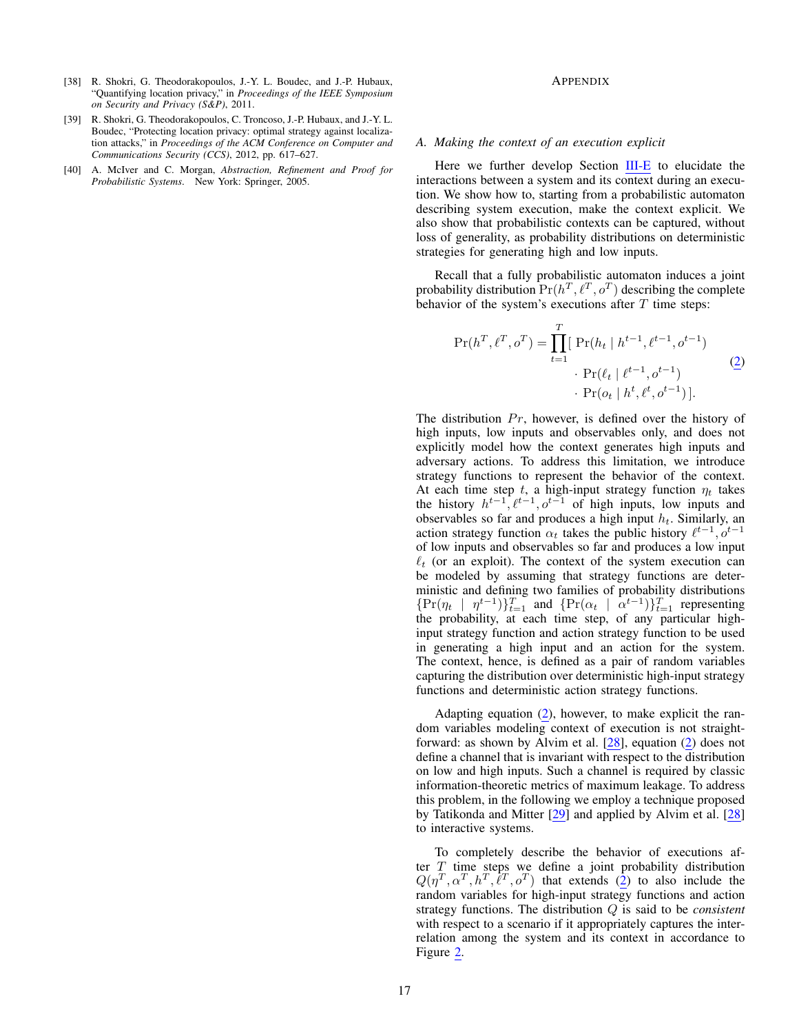[38] R. Shokri, G. Theodorakopoulos, J.-Y. L. Boudec, and J.-P. Hubaux, "Quantifying location privacy," in *Proceedings of the IEEE Symposium on Security and Privacy (S&P)*, 2011.

[39] R. Shokri, G. Theodorakopoulos, C. Troncoso, J.-P. Hubaux, and J.-Y. L. Boudec, "Protecting location privacy: optimal strategy against localization attacks," in *Proceedings of the ACM Conference on Computer and Communications Security (CCS)*, 2012, pp. 617–627.

[40] A. McIver and C. Morgan, *Abstraction, Refinement and Proof for Probabilistic Systems*. New York: Springer, 2005.

## Appendix

### A. Making the context of an execution explicit

Here we further develop Section III-E to elucidate the interactions between a system and its context during an execution. We show how to, starting from a probabilistic automaton describing system execution, make the context explicit. We also show that probabilistic contexts can be captured, without loss of generality, as probability distributions on deterministic strategies for generating high and low inputs.

Recall that a fully probabilistic automaton induces a joint probability distribution $\Pr(h^T, \ell^T, o^T)$ describing the complete behavior of the system's executions after $T$ time steps:

$$\begin{aligned}\Pr(h^T, \ell^T, o^T) = \prod_{t=1}^{T} [\ & \Pr(h_t \mid h^{t-1}, \ell^{t-1}, o^{t-1}) \\ & \cdot \Pr(\ell_t \mid \ell^{t-1}, o^{t-1}) \\ & \cdot \Pr(o_t \mid h^t, \ell^t, o^{t-1})\ ].\end{aligned} \tag{2}$$

The distribution $Pr$, however, is defined over the history of high inputs, low inputs and observables only, and does not explicitly model how the context generates high inputs and adversary actions. To address this limitation, we introduce strategy functions to represent the behavior of the context. At each time step $t$, a high-input strategy function $\eta_t$ takes the history $h^{t-1}, \ell^{t-1}, o^{t-1}$ of high inputs, low inputs and observables so far and produces a high input $h_t$. Similarly, an action strategy function $\alpha_t$ takes the public history $\ell^{t-1}, o^{t-1}$ of low inputs and observables so far and produces a low input $\ell_t$ (or an exploit). The context of the system execution can be modeled by assuming that strategy functions are deterministic and defining two families of probability distributions $\{\Pr(\eta_t \mid \eta^{t-1})\}_{t=1}^{T}$ and $\{\Pr(\alpha_t \mid \alpha^{t-1})\}_{t=1}^{T}$ representing the probability, at each time step, of any particular high-input strategy function and action strategy function to be used in generating a high input and an action for the system. The context, hence, is defined as a pair of random variables capturing the distribution over deterministic high-input strategy functions and deterministic action strategy functions.

Adapting equation (2), however, to make explicit the random variables modeling context of execution is not straightforward: as shown by Alvim et al. [28], equation (2) does not define a channel that is invariant with respect to the distribution on low and high inputs. Such a channel is required by classic information-theoretic metrics of maximum leakage. To address this problem, in the following we employ a technique proposed by Tatikonda and Mitter [29] and applied by Alvim et al. [28] to interactive systems.

To completely describe the behavior of executions after $T$ time steps we define a joint probability distribution $Q(\eta^T, \alpha^T, h^T, \ell^T, o^T)$ that extends (2) to also include the random variables for high-input strategy functions and action strategy functions. The distribution $Q$ is said to be *consistent* with respect to a scenario if it appropriately captures the interrelation among the system and its context in accordance to Figure 2.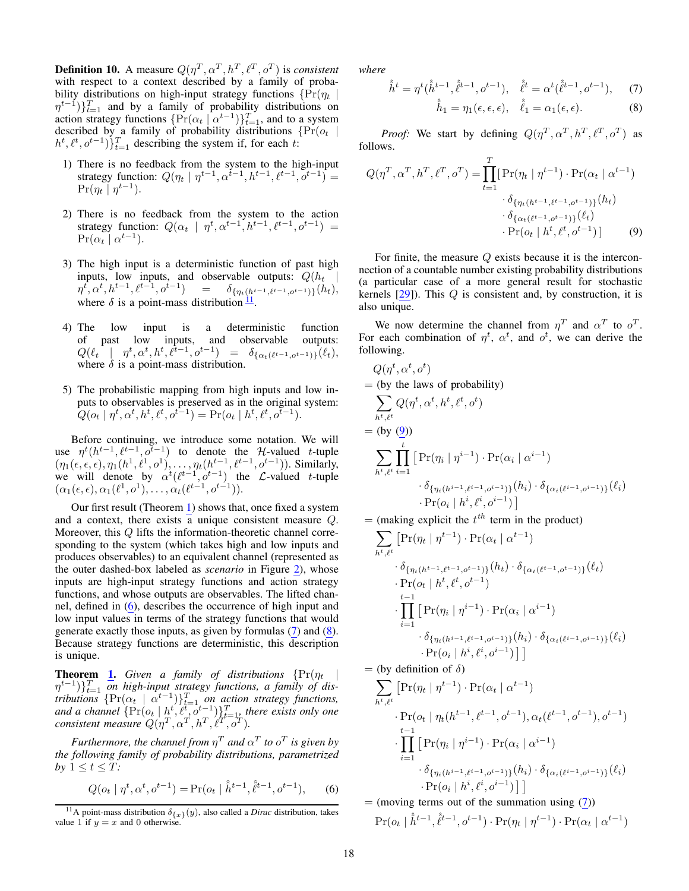**Definition 10.** A measure $Q(\eta^T, \alpha^T, h^T, \ell^T, o^T)$ is *consistent* with respect to a context described by a family of probability distributions on high-input strategy functions $\{\Pr(\eta_t \mid \eta^{t-1})\}_{t=1}^T$ and by a family of probability distributions on action strategy functions $\{\Pr(\alpha_t \mid \alpha^{t-1})\}_{t=1}^T$, and to a system described by a family of probability distributions $\{\Pr(o_t \mid h^t, \ell^t, o^{t-1})\}_{t=1}^T$ describing the system if, for each $t$:

1) There is no feedback from the system to the high-input strategy function: $Q(\eta_t \mid \eta^{t-1}, \alpha^{t-1}, h^{t-1}, \ell^{t-1}, o^{t-1}) = \Pr(\eta_t \mid \eta^{t-1})$.

2) There is no feedback from the system to the action strategy function: $Q(\alpha_t \mid \eta^t, \alpha^{t-1}, h^{t-1}, \ell^{t-1}, o^{t-1}) = \Pr(\alpha_t \mid \alpha^{t-1})$.

3) The high input is a deterministic function of past high inputs, low inputs, and observable outputs: $Q(h_t \mid \eta^t, \alpha^t, h^{t-1}, \ell^{t-1}, o^{t-1}) = \delta_{\{\eta_t(h^{t-1}, \ell^{t-1}, o^{t-1})\}}(h_t)$, where $\delta$ is a point-mass distribution [11].

4) The low input is a deterministic function of past low inputs, and observable outputs: $Q(\ell_t \mid \eta^t, \alpha^t, h^t, \ell^{t-1}, o^{t-1}) = \delta_{\{\alpha_t(\ell^{t-1}, o^{t-1})\}}(\ell_t)$, where $\delta$ is a point-mass distribution.

5) The probabilistic mapping from high inputs and low inputs to observables is preserved as in the original system: $Q(o_t \mid \eta^t, \alpha^t, h^t, \ell^t, o^{t-1}) = \Pr(o_t \mid h^t, \ell^t, o^{t-1})$.

Before continuing, we introduce some notation. We will use $\eta^t(h^{t-1}, \ell^{t-1}, o^{t-1})$ to denote the $\mathcal{H}$-valued $t$-tuple $(\eta_1(\epsilon, \epsilon, \epsilon), \eta_1(h^1, \ell^1, o^1), \ldots, \eta_t(h^{t-1}, \ell^{t-1}, o^{t-1}))$. Similarly, we will denote by $\alpha^t(\ell^{t-1}, o^{t-1})$ the $\mathcal{L}$-valued $t$-tuple $(\alpha_1(\epsilon, \epsilon), \alpha_1(\ell^1, o^1), \ldots, \alpha_t(\ell^{t-1}, o^{t-1}))$.

Our first result (Theorem 1) shows that, once fixed a system and a context, there exists a unique consistent measure $Q$. Moreover, this $Q$ lifts the information-theoretic channel corresponding to the system (which takes high and low inputs and produces observables) to an equivalent channel (represented as the outer dashed-box labeled as *scenario* in Figure 2), whose inputs are high-input strategy functions and action strategy functions, and whose outputs are observables. The lifted channel, defined in (6), describes the occurrence of high input and low input values in terms of the strategy functions that would generate exactly those inputs, as given by formulas (7) and (8). Because strategy functions are deterministic, this description is unique.

**Theorem 1.** *Given a family of distributions $\{\Pr(\eta_t \mid \eta^{t-1})\}_{t=1}^T$ on high-input strategy functions, a family of distributions $\{\Pr(\alpha_t \mid \alpha^{t-1})\}_{t=1}^T$ on action strategy functions, and a channel $\{\Pr(o_t \mid h^t, \ell^t, o^{t-1})\}_{t=1}^T$, there exists only one consistent measure $Q(\eta^T, \alpha^T, h^T, \ell^T, o^T)$.*

*Furthermore, the channel from $\eta^T$ and $\alpha^T$ to $o^T$ is given by the following family of probability distributions, parametrized by $1 \le t \le T$:*

$$Q(o_t \mid \eta^t, \alpha^t, o^{t-1}) = \Pr(o_t \mid \hat{\hat{h}}^{t-1}, \hat{\hat{\ell}}^{t-1}, o^{t-1}), \tag{6}$$

*where*

$$\hat{\hat{h}}^t = \eta^t(\hat{\hat{h}}^{t-1}, \hat{\hat{\ell}}^{t-1}, o^{t-1}), \quad \hat{\hat{\ell}}^t = \alpha^t(\hat{\hat{\ell}}^{t-1}, o^{t-1}), \tag{7}$$

$$\hat{\hat{h}}_1 = \eta_1(\epsilon, \epsilon, \epsilon), \quad \hat{\hat{\ell}}_1 = \alpha_1(\epsilon, \epsilon). \tag{8}$$

*Proof:* We start by defining $Q(\eta^T, \alpha^T, h^T, \ell^T, o^T)$ as follows.

$$\begin{aligned} Q(\eta^T, \alpha^T, h^T, \ell^T, o^T) = \prod_{t=1}^{T} [&\Pr(\eta_t \mid \eta^{t-1}) \cdot \Pr(\alpha_t \mid \alpha^{t-1}) \\ &\cdot \delta_{\{\eta_t(h^{t-1}, \ell^{t-1}, o^{t-1})\}}(h_t) \\ &\cdot \delta_{\{\alpha_t(\ell^{t-1}, o^{t-1})\}}(\ell_t) \\ &\cdot \Pr(o_t \mid h^t, \ell^t, o^{t-1})\,] \end{aligned} \tag{9}$$

For finite, the measure $Q$ exists because it is the interconnection of a countable number existing probability distributions (a particular case of a more general result for stochastic kernels [29]). This $Q$ is consistent and, by construction, it is also unique.

We now determine the channel from $\eta^T$ and $\alpha^T$ to $o^T$. For each combination of $\eta^t$, $\alpha^t$, and $o^t$, we can derive the following.

$$\begin{aligned}
&Q(\eta^t, \alpha^t, o^t) \\
&= \text{(by the laws of probability)} \\
&\quad \sum_{h^t, \ell^t} Q(\eta^t, \alpha^t, h^t, \ell^t, o^t) \\
&= \text{(by (9))} \\
&\quad \sum_{h^t, \ell^t} \prod_{i=1}^{t} \big[ \Pr(\eta_i \mid \eta^{i-1}) \cdot \Pr(\alpha_i \mid \alpha^{i-1}) \\
&\qquad \cdot \delta_{\{\eta_i(h^{i-1}, \ell^{i-1}, o^{i-1})\}}(h_i) \cdot \delta_{\{\alpha_i(\ell^{i-1}, o^{i-1})\}}(\ell_i) \\
&\qquad \cdot \Pr(o_i \mid h^i, \ell^i, o^{i-1}) \big] \\
&= \text{(making explicit the } t^{th} \text{ term in the product)} \\
&\quad \sum_{h^t, \ell^t} \big[ \Pr(\eta_t \mid \eta^{t-1}) \cdot \Pr(\alpha_t \mid \alpha^{t-1}) \\
&\qquad \cdot \delta_{\{\eta_t(h^{t-1}, \ell^{t-1}, o^{t-1})\}}(h_t) \cdot \delta_{\{\alpha_t(\ell^{t-1}, o^{t-1})\}}(\ell_t) \\
&\qquad \cdot \Pr(o_t \mid h^t, \ell^t, o^{t-1}) \\
&\qquad \cdot \prod_{i=1}^{t-1} \big[ \Pr(\eta_i \mid \eta^{i-1}) \cdot \Pr(\alpha_i \mid \alpha^{i-1}) \\
&\qquad\quad \cdot \delta_{\{\eta_i(h^{i-1}, \ell^{i-1}, o^{i-1})\}}(h_i) \cdot \delta_{\{\alpha_i(\ell^{i-1}, o^{i-1})\}}(\ell_i) \\
&\qquad\quad \cdot \Pr(o_i \mid h^i, \ell^i, o^{i-1}) \big] \big] \\
&= \text{(by definition of } \delta) \\
&\quad \sum_{h^t, \ell^t} \big[ \Pr(\eta_t \mid \eta^{t-1}) \cdot \Pr(\alpha_t \mid \alpha^{t-1}) \\
&\qquad \cdot \Pr(o_t \mid \eta_t(h^{t-1}, \ell^{t-1}, o^{t-1}), \alpha_t(\ell^{t-1}, o^{t-1}), o^{t-1}) \\
&\qquad \cdot \prod_{i=1}^{t-1} \big[ \Pr(\eta_i \mid \eta^{i-1}) \cdot \Pr(\alpha_i \mid \alpha^{i-1}) \\
&\qquad\quad \cdot \delta_{\{\eta_i(h^{i-1}, \ell^{i-1}, o^{i-1})\}}(h_i) \cdot \delta_{\{\alpha_i(\ell^{i-1}, o^{i-1})\}}(\ell_i) \\
&\qquad\quad \cdot \Pr(o_i \mid h^i, \ell^i, o^{i-1}) \big] \big] \\
&= \text{(moving terms out of the summation using (7))} \\
&\quad \Pr(o_t \mid \hat{\hat{h}}^{t-1}, \hat{\hat{\ell}}^{t-1}, o^{t-1}) \cdot \Pr(\eta_t \mid \eta^{t-1}) \cdot \Pr(\alpha_t \mid \alpha^{t-1})
\end{aligned}$$

[11] A point-mass distribution $\delta_{\{x\}}(y)$, also called a *Dirac* distribution, takes value 1 if $y = x$ and 0 otherwise.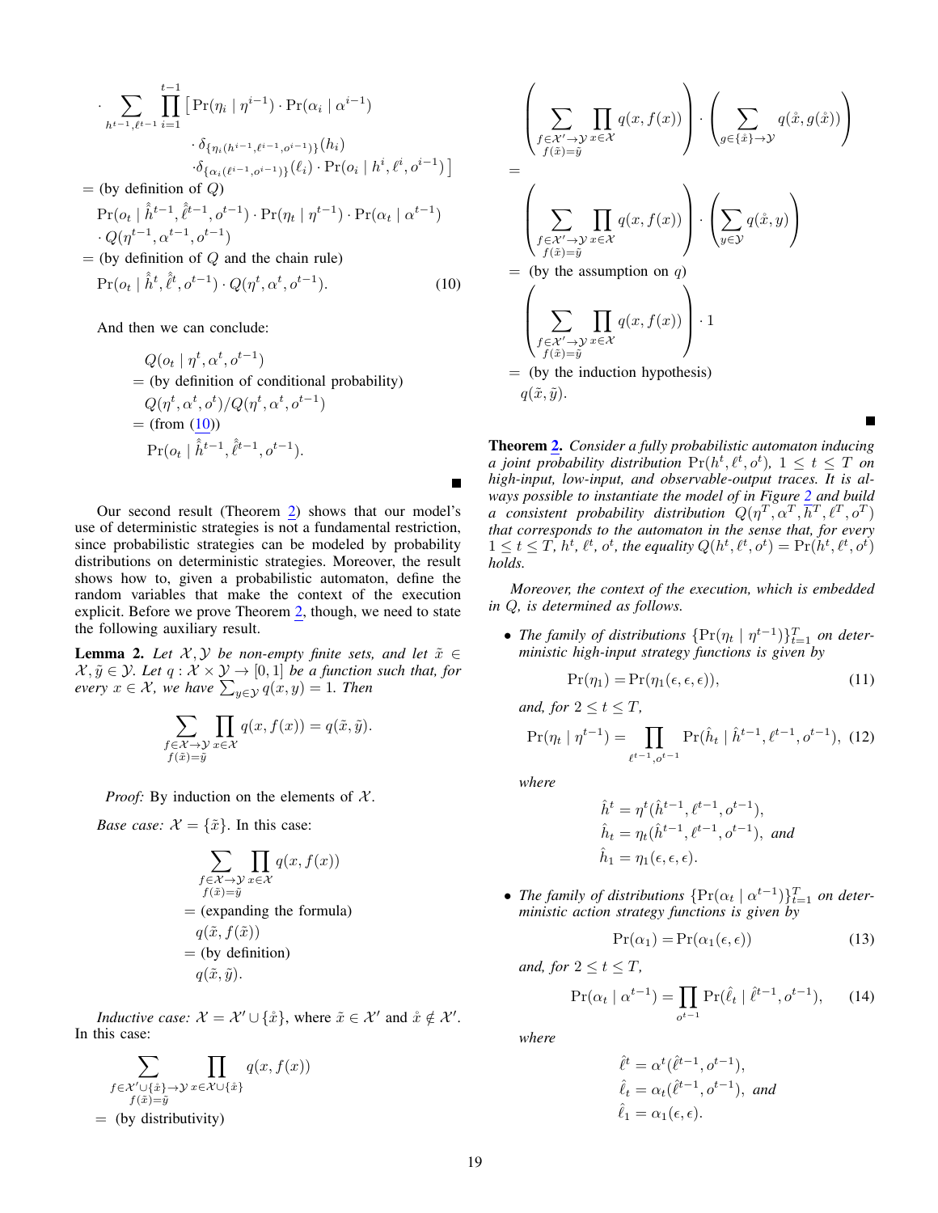$$
\cdot \sum_{h^{t-1},\ell^{t-1}} \prod_{i=1}^{t-1} \big[ \Pr(\eta_i \mid \eta^{i-1}) \cdot \Pr(\alpha_i \mid \alpha^{i-1}) \cdot \delta_{\{\eta_i(h^{i-1},\ell^{i-1},o^{i-1})\}}(h_i) \cdot \delta_{\{\alpha_i(\ell^{i-1},o^{i-1})\}}(\ell_i) \cdot \Pr(o_i \mid h^i, \ell^i, o^{i-1}) \big]
$$

= (by definition of $Q$)

$$
\Pr(o_t \mid \hat{\hat{h}}^{t-1}, \hat{\hat{\ell}}^{t-1}, o^{t-1}) \cdot \Pr(\eta_t \mid \eta^{t-1}) \cdot \Pr(\alpha_t \mid \alpha^{t-1}) \cdot Q(\eta^{t-1}, \alpha^{t-1}, o^{t-1})
$$

= (by definition of $Q$ and the chain rule)

$$
\Pr(o_t \mid \hat{\hat{h}}^{t}, \hat{\hat{\ell}}^{t}, o^{t-1}) \cdot Q(\eta^t, \alpha^t, o^{t-1}). \tag{10}
$$

And then we can conclude:

$$
\begin{aligned}
& Q(o_t \mid \eta^t, \alpha^t, o^{t-1}) \\
&= \text{(by definition of conditional probability)} \\
& \quad Q(\eta^t, \alpha^t, o^t)/Q(\eta^t, \alpha^t, o^{t-1}) \\
&= \text{(from (10))} \\
& \quad \Pr(o_t \mid \hat{\hat{h}}^{t-1}, \hat{\hat{\ell}}^{t-1}, o^{t-1}).
\end{aligned}
$$

■

Our second result (Theorem 2) shows that our model's use of deterministic strategies is not a fundamental restriction, since probabilistic strategies can be modeled by probability distributions on deterministic strategies. Moreover, the result shows how to, given a probabilistic automaton, define the random variables that make the context of the execution explicit. Before we prove Theorem 2, though, we need to state the following auxiliary result.

**Lemma 2.** *Let $\mathcal{X}, \mathcal{Y}$ be non-empty finite sets, and let $\tilde{x} \in \mathcal{X}, \tilde{y} \in \mathcal{Y}$. Let $q : \mathcal{X} \times \mathcal{Y} \to [0,1]$ be a function such that, for every $x \in \mathcal{X}$, we have $\sum_{y \in \mathcal{Y}} q(x,y) = 1$. Then*

$$
\sum_{\substack{f \in \mathcal{X} \to \mathcal{Y} \\ f(\tilde{x}) = \tilde{y}}} \prod_{x \in \mathcal{X}} q(x, f(x)) = q(\tilde{x}, \tilde{y}).
$$

*Proof:* By induction on the elements of $\mathcal{X}$.

*Base case:* $\mathcal{X} = \{\tilde{x}\}$. In this case:

$$
\begin{aligned}
& \sum_{\substack{f \in \mathcal{X} \to \mathcal{Y} \\ f(\tilde{x}) = \tilde{y}}} \prod_{x \in \mathcal{X}} q(x, f(x)) \\
&= \text{(expanding the formula)} \\
& \quad q(\tilde{x}, f(\tilde{x})) \\
&= \text{(by definition)} \\
& \quad q(\tilde{x}, \tilde{y}).
\end{aligned}
$$

*Inductive case:* $\mathcal{X} = \mathcal{X}' \cup \{\mathring{x}\}$, where $\tilde{x} \in \mathcal{X}'$ and $\mathring{x} \notin \mathcal{X}'$. In this case:

$$
\begin{aligned}
& \sum_{\substack{f \in \mathcal{X}' \cup \{\mathring{x}\} \to \mathcal{Y} \\ f(\tilde{x}) = \tilde{y}}} \prod_{x \in \mathcal{X} \cup \{\mathring{x}\}} q(x, f(x)) \\
&= \text{(by distributivity)} \\
& \left( \sum_{\substack{f \in \mathcal{X}' \to \mathcal{Y} \\ f(\tilde{x}) = \tilde{y}}} \prod_{x \in \mathcal{X}} q(x, f(x)) \right) \cdot \left( \sum_{g \in \{\mathring{x}\} \to \mathcal{Y}} q(\mathring{x}, g(\mathring{x})) \right) \\
&= \\
& \left( \sum_{\substack{f \in \mathcal{X}' \to \mathcal{Y} \\ f(\tilde{x}) = \tilde{y}}} \prod_{x \in \mathcal{X}} q(x, f(x)) \right) \cdot \left( \sum_{y \in \mathcal{Y}} q(\mathring{x}, y) \right) \\
&= \text{(by the assumption on } q) \\
& \left( \sum_{\substack{f \in \mathcal{X}' \to \mathcal{Y} \\ f(\tilde{x}) = \tilde{y}}} \prod_{x \in \mathcal{X}} q(x, f(x)) \right) \cdot 1 \\
&= \text{(by the induction hypothesis)} \\
& \quad q(\tilde{x}, \tilde{y}).
\end{aligned}
$$

■

**Theorem 2.** *Consider a fully probabilistic automaton inducing a joint probability distribution $\Pr(h^t, \ell^t, o^t)$, $1 \le t \le T$ on high-input, low-input, and observable-output traces. It is always possible to instantiate the model of in Figure 2 and build a consistent probability distribution $Q(\eta^T, \alpha^T, \overline{h}^T, \ell^T, o^T)$ that corresponds to the automaton in the sense that, for every $1 \le t \le T$, $h^t$, $\ell^t$, $o^t$, the equality $Q(h^t, \ell^t, o^t) = \Pr(h^t, \ell^t, o^t)$ holds.*

*Moreover, the context of the execution, which is embedded in $Q$, is determined as follows.*

- *The family of distributions $\{\Pr(\eta_t \mid \eta^{t-1})\}_{t=1}^T$ on deterministic high-input strategy functions is given by*

$$
\Pr(\eta_1) = \Pr(\eta_1(\epsilon, \epsilon, \epsilon)), \tag{11}
$$

*and, for $2 \le t \le T$,*

$$
\Pr(\eta_t \mid \eta^{t-1}) = \prod_{\ell^{t-1}, o^{t-1}} \Pr(\hat{h}_t \mid \hat{h}^{t-1}, \ell^{t-1}, o^{t-1}), \tag{12}
$$

*where*

$$
\begin{aligned}
& \hat{h}^t = \eta^t(\hat{h}^{t-1}, \ell^{t-1}, o^{t-1}), \\
& \hat{h}_t = \eta_t(\hat{h}^{t-1}, \ell^{t-1}, o^{t-1}), \text{ and} \\
& \hat{h}_1 = \eta_1(\epsilon, \epsilon, \epsilon).
\end{aligned}
$$

- *The family of distributions $\{\Pr(\alpha_t \mid \alpha^{t-1})\}_{t=1}^T$ on deterministic action strategy functions is given by*

$$
\Pr(\alpha_1) = \Pr(\alpha_1(\epsilon, \epsilon)) \tag{13}
$$

*and, for $2 \le t \le T$,*

$$
\Pr(\alpha_t \mid \alpha^{t-1}) = \prod_{o^{t-1}} \Pr(\hat{\ell}_t \mid \hat{\ell}^{t-1}, o^{t-1}), \tag{14}
$$

*where*

$$
\begin{aligned}
& \hat{\ell}^t = \alpha^t(\hat{\ell}^{t-1}, o^{t-1}), \\
& \hat{\ell}_t = \alpha_t(\hat{\ell}^{t-1}, o^{t-1}), \text{ and} \\
& \hat{\ell}_1 = \alpha_1(\epsilon, \epsilon).
\end{aligned}
$$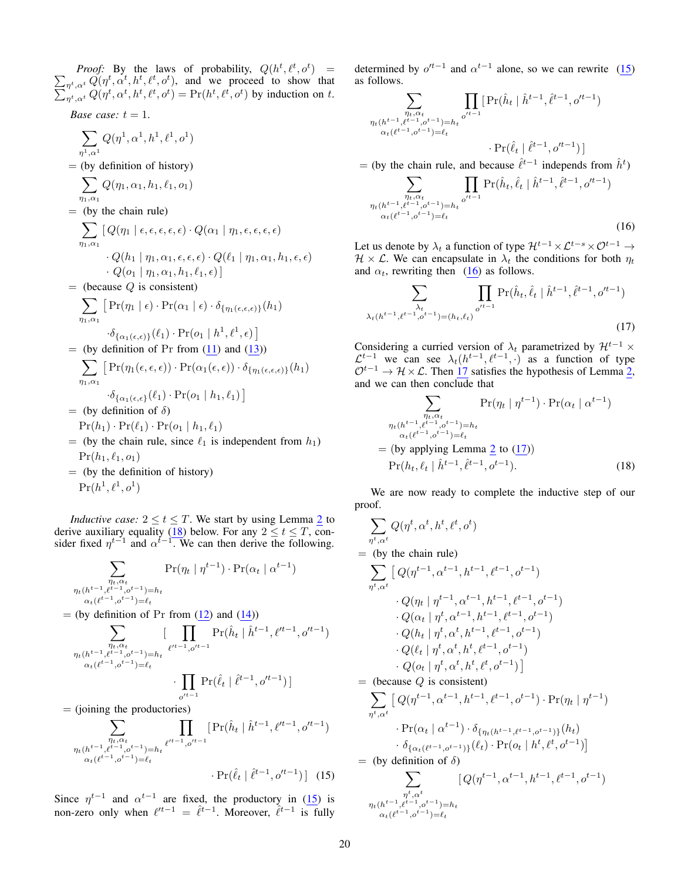*Proof:* By the laws of probability, $Q(h^t, \ell^t, o^t) = \sum_{\eta^t, \alpha^t} Q(\eta^t, \alpha^t, h^t, \ell^t, o^t)$, and we proceed to show that $\sum_{\eta^t, \alpha^t} Q(\eta^t, \alpha^t, h^t, \ell^t, o^t) = \Pr(h^t, \ell^t, o^t)$ by induction on $t$.

*Base case:* $t = 1$.

$$
\begin{aligned}
&\sum_{\eta^1, \alpha^1} Q(\eta^1, \alpha^1, h^1, \ell^1, o^1) \\
=\ & \text{(by definition of history)} \\
&\sum_{\eta_1, \alpha_1} Q(\eta_1, \alpha_1, h_1, \ell_1, o_1) \\
=\ & \text{(by the chain rule)} \\
&\sum_{\eta_1, \alpha_1} [\, Q(\eta_1 \mid \epsilon, \epsilon, \epsilon, \epsilon, \epsilon) \cdot Q(\alpha_1 \mid \eta_1, \epsilon, \epsilon, \epsilon, \epsilon) \\
&\qquad \cdot Q(h_1 \mid \eta_1, \alpha_1, \epsilon, \epsilon, \epsilon) \cdot Q(\ell_1 \mid \eta_1, \alpha_1, h_1, \epsilon, \epsilon) \\
&\qquad \cdot Q(o_1 \mid \eta_1, \alpha_1, h_1, \ell_1, \epsilon) \,] \\
=\ & \text{(because } Q \text{ is consistent)} \\
&\sum_{\eta_1, \alpha_1} \big[ \Pr(\eta_1 \mid \epsilon) \cdot \Pr(\alpha_1 \mid \epsilon) \cdot \delta_{\{\eta_1(\epsilon, \epsilon, \epsilon)\}}(h_1) \\
&\qquad \cdot \delta_{\{\alpha_1(\epsilon, \epsilon)\}}(\ell_1) \cdot \Pr(o_1 \mid h^1, \ell^1, \epsilon) \big] \\
=\ & \text{(by definition of Pr from (11) and (13))} \\
&\sum_{\eta_1, \alpha_1} \big[ \Pr(\eta_1(\epsilon, \epsilon, \epsilon)) \cdot \Pr(\alpha_1(\epsilon, \epsilon)) \cdot \delta_{\{\eta_1(\epsilon, \epsilon, \epsilon)\}}(h_1) \\
&\qquad \cdot \delta_{\{\alpha_1(\epsilon, \epsilon)\}}(\ell_1) \cdot \Pr(o_1 \mid h_1, \ell_1) \big] \\
=\ & \text{(by definition of } \delta \text{)} \\
&\Pr(h_1) \cdot \Pr(\ell_1) \cdot \Pr(o_1 \mid h_1, \ell_1) \\
=\ & \text{(by the chain rule, since } \ell_1 \text{ is independent from } h_1 \text{)} \\
&\Pr(h_1, \ell_1, o_1) \\
=\ & \text{(by the definition of history)} \\
&\Pr(h^1, \ell^1, o^1)
\end{aligned}
$$

*Inductive case:* $2 \le t \le T$. We start by using Lemma 2 to derive auxiliary equality (18) below. For any $2 \le t \le T$, consider fixed $\eta^{t-1}$ and $\alpha^{t-1}$. We can then derive the following.

$$
\begin{aligned}
&\sum_{\substack{\eta_t, \alpha_t \\ \eta_t(h^{t-1}, \ell^{t-1}, o^{t-1}) = h_t \\ \alpha_t(\ell^{t-1}, o^{t-1}) = \ell_t}} \Pr(\eta_t \mid \eta^{t-1}) \cdot \Pr(\alpha_t \mid \alpha^{t-1}) \\
=\ & \text{(by definition of Pr from (12) and (14))} \\
&\sum_{\substack{\eta_t, \alpha_t \\ \eta_t(h^{t-1}, \ell^{t-1}, o^{t-1}) = h_t \\ \alpha_t(\ell^{t-1}, o^{t-1}) = \ell_t}} \Big[ \prod_{\ell'^{t-1}, o'^{t-1}} \Pr(\hat{h}_t \mid \hat{h}^{t-1}, \ell'^{t-1}, o'^{t-1}) \\
&\qquad \cdot \prod_{o'^{t-1}} \Pr(\hat{\ell}_t \mid \hat{\ell}^{t-1}, o'^{t-1}) \Big] \\
=\ & \text{(joining the productories)} \\
&\sum_{\substack{\eta_t, \alpha_t \\ \eta_t(h^{t-1}, \ell^{t-1}, o^{t-1}) = h_t \\ \alpha_t(\ell^{t-1}, o^{t-1}) = \ell_t}} \prod_{\ell'^{t-1}, o'^{t-1}} \big[ \Pr(\hat{h}_t \mid \hat{h}^{t-1}, \ell'^{t-1}, o'^{t-1}) \\
&\qquad \cdot \Pr(\hat{\ell}_t \mid \hat{\ell}^{t-1}, o'^{t-1}) \big] \qquad (15)
\end{aligned}
$$

Since $\eta^{t-1}$ and $\alpha^{t-1}$ are fixed, the productory in (15) is non-zero only when $\ell'^{t-1} = \hat{\ell}^{t-1}$. Moreover, $\hat{\ell}^{t-1}$ is fully determined by $o'^{t-1}$ and $\alpha^{t-1}$ alone, so we can rewrite (15) as follows.

$$
\begin{aligned}
&\sum_{\substack{\eta_t, \alpha_t \\ \eta_t(h^{t-1}, \ell^{t-1}, o^{t-1}) = h_t \\ \alpha_t(\ell^{t-1}, o^{t-1}) = \ell_t}} \prod_{o'^{t-1}} \big[ \Pr(\hat{h}_t \mid \hat{h}^{t-1}, \hat{\ell}^{t-1}, o'^{t-1}) \\
&\qquad \cdot \Pr(\hat{\ell}_t \mid \hat{\ell}^{t-1}, o'^{t-1}) \big] \\
=\ & \text{(by the chain rule, and because } \hat{\ell}^{t-1} \text{ independs from } \hat{h}^t \text{)} \\
&\sum_{\substack{\eta_t, \alpha_t \\ \eta_t(h^{t-1}, \ell^{t-1}, o^{t-1}) = h_t \\ \alpha_t(\ell^{t-1}, o^{t-1}) = \ell_t}} \prod_{o'^{t-1}} \Pr(\hat{h}_t, \hat{\ell}_t \mid \hat{h}^{t-1}, \hat{\ell}^{t-1}, o'^{t-1}) \qquad (16)
\end{aligned}
$$

Let us denote by $\lambda_t$ a function of type $\mathcal{H}^{t-1} \times \mathcal{L}^{t-s} \times \mathcal{O}^{t-1} \rightarrow \mathcal{H} \times \mathcal{L}$. We can encapsulate in $\lambda_t$ the conditions for both $\eta_t$ and $\alpha_t$, rewriting then (16) as follows.

$$
\sum_{\substack{\lambda_t \\ \lambda_t(h^{t-1}, \ell^{t-1}, o^{t-1}) = (h_t, \ell_t)}} \prod_{o'^{t-1}} \Pr(\hat{h}_t, \hat{\ell}_t \mid \hat{h}^{t-1}, \hat{\ell}^{t-1}, o'^{t-1}) \qquad (17)
$$

Considering a curried version of $\lambda_t$ parametrized by $\mathcal{H}^{t-1} \times \mathcal{L}^{t-1}$ we can see $\lambda_t(h^{t-1}, \ell^{t-1}, \cdot)$ as a function of type $\mathcal{O}^{t-1} \rightarrow \mathcal{H} \times \mathcal{L}$. Then 17 satisfies the hypothesis of Lemma 2, and we can then conclude that

$$
\begin{aligned}
&\sum_{\substack{\eta_t, \alpha_t \\ \eta_t(h^{t-1}, \ell^{t-1}, o^{t-1}) = h_t \\ \alpha_t(\ell^{t-1}, o^{t-1}) = \ell_t}} \Pr(\eta_t \mid \eta^{t-1}) \cdot \Pr(\alpha_t \mid \alpha^{t-1}) \\
&= \text{(by applying Lemma 2 to (17))} \\
&\quad \Pr(h_t, \ell_t \mid \hat{h}^{t-1}, \hat{\ell}^{t-1}, o^{t-1}). \qquad (18)
\end{aligned}
$$

We are now ready to complete the inductive step of our proof.

$$
\begin{aligned}
&\sum_{\eta^t, \alpha^t} Q(\eta^t, \alpha^t, h^t, \ell^t, o^t) \\
=\ & \text{(by the chain rule)} \\
&\sum_{\eta^t, \alpha^t} \big[ Q(\eta^{t-1}, \alpha^{t-1}, h^{t-1}, \ell^{t-1}, o^{t-1}) \\
&\qquad \cdot Q(\eta_t \mid \eta^{t-1}, \alpha^{t-1}, h^{t-1}, \ell^{t-1}, o^{t-1}) \\
&\qquad \cdot Q(\alpha_t \mid \eta^t, \alpha^{t-1}, h^{t-1}, \ell^{t-1}, o^{t-1}) \\
&\qquad \cdot Q(h_t \mid \eta^t, \alpha^t, h^{t-1}, \ell^{t-1}, o^{t-1}) \\
&\qquad \cdot Q(\ell_t \mid \eta^t, \alpha^t, h^t, \ell^{t-1}, o^{t-1}) \\
&\qquad \cdot Q(o_t \mid \eta^t, \alpha^t, h^t, \ell^t, o^{t-1}) \big] \\
=\ & \text{(because } Q \text{ is consistent)} \\
&\sum_{\eta^t, \alpha^t} \big[ Q(\eta^{t-1}, \alpha^{t-1}, h^{t-1}, \ell^{t-1}, o^{t-1}) \cdot \Pr(\eta_t \mid \eta^{t-1}) \\
&\qquad \cdot \Pr(\alpha_t \mid \alpha^{t-1}) \cdot \delta_{\{\eta_t(h^{t-1}, \ell^{t-1}, o^{t-1})\}}(h_t) \\
&\qquad \cdot \delta_{\{\alpha_t(\ell^{t-1}, o^{t-1})\}}(\ell_t) \cdot \Pr(o_t \mid h^t, \ell^t, o^{t-1}) \big] \\
=\ & \text{(by definition of } \delta \text{)} \\
&\sum_{\substack{\eta^t, \alpha^t \\ \eta_t(h^{t-1}, \ell^{t-1}, o^{t-1}) = h_t \\ \alpha_t(\ell^{t-1}, o^{t-1}) = \ell_t}} \big[ Q(\eta^{t-1}, \alpha^{t-1}, h^{t-1}, \ell^{t-1}, o^{t-1})
\end{aligned}
$$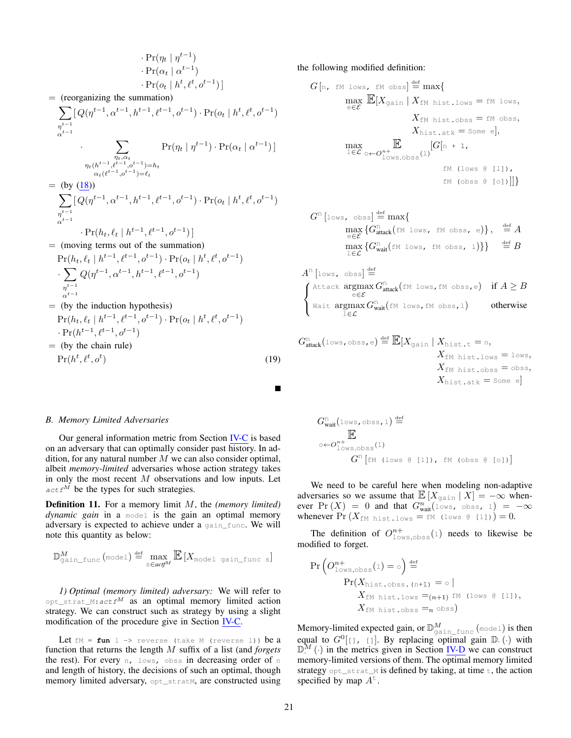$$
\begin{aligned}
&\quad \cdot \Pr(\eta_t \mid \eta^{t-1}) \\
&\quad \cdot \Pr(\alpha_t \mid \alpha^{t-1}) \\
&\quad \cdot \Pr(o_t \mid h^t, \ell^t, o^{t-1}) \,] \\
&= \text{(reorganizing the summation)} \\
&\quad \sum_{\substack{\eta^{t-1} \\ \alpha^{t-1}}} [\, Q(\eta^{t-1}, \alpha^{t-1}, h^{t-1}, \ell^{t-1}, o^{t-1}) \cdot \Pr(o_t \mid h^t, \ell^t, o^{t-1}) \\
&\quad \cdot \sum_{\substack{\eta_t, \alpha_t \\ \eta_t(h^{t-1}, \ell^{t-1}, o^{t-1}) = h_t \\ \alpha_t(\ell^{t-1}, o^{t-1}) = \ell_t}} \Pr(\eta_t \mid \eta^{t-1}) \cdot \Pr(\alpha_t \mid \alpha^{t-1}) \,] \\
&= \text{(by (18))} \\
&\quad \sum_{\substack{\eta^{t-1} \\ \alpha^{t-1}}} [\, Q(\eta^{t-1}, \alpha^{t-1}, h^{t-1}, \ell^{t-1}, o^{t-1}) \cdot \Pr(o_t \mid h^t, \ell^t, o^{t-1}) \\
&\quad \cdot \Pr(h_t, \ell_t \mid h^{t-1}, \ell^{t-1}, o^{t-1}) \,] \\
&= \text{(moving terms out of the summation)} \\
&\quad \Pr(h_t, \ell_t \mid h^{t-1}, \ell^{t-1}, o^{t-1}) \cdot \Pr(o_t \mid h^t, \ell^t, o^{t-1}) \\
&\quad \cdot \sum_{\substack{\eta^{t-1} \\ \alpha^{t-1}}} Q(\eta^{t-1}, \alpha^{t-1}, h^{t-1}, \ell^{t-1}, o^{t-1}) \\
&= \text{(by the induction hypothesis)} \\
&\quad \Pr(h_t, \ell_t \mid h^{t-1}, \ell^{t-1}, o^{t-1}) \cdot \Pr(o_t \mid h^t, \ell^t, o^{t-1}) \\
&\quad \cdot \Pr(h^{t-1}, \ell^{t-1}, o^{t-1}) \\
&= \text{(by the chain rule)} \\
&\quad \Pr(h^t, \ell^t, o^t) \qquad (19)
\end{aligned}
$$

■

### B. Memory Limited Adversaries

Our general information metric from Section IV-C is based on an adversary that can optimally consider past history. In addition, for any natural number $M$ we can also consider optimal, albeit *memory-limited* adversaries whose action strategy takes in only the most recent $M$ observations and low inputs. Let `actf`$^M$ be the types for such strategies.

**Definition 11.** For a memory limit $M$, the *(memory limited) dynamic gain* in a `model` is the gain an optimal memory adversary is expected to achieve under a `gain_func`. We will note this quantity as below:

$$\mathbb{D}^M_{\texttt{gain\_func}}(\texttt{model}) \stackrel{\text{def}}{=} \max_{\texttt{s} \in \mathit{actf}^M} \mathbb{E}\left[X_{\texttt{model gain\_func s}}\right]$$

*1) Optimal (memory limited) adversary:* We will refer to `opt_strat_M:`$\mathit{actf}^M$ as an optimal memory limited action strategy. We can construct such as strategy by using a slight modification of the procedure give in Section IV-C.

Let `fM = fun l -> reverse (take M (reverse l))` be a function that returns the length $M$ suffix of a list (and *forgets* the rest). For every `n`, `lows`, `obss` in decreasing order of `n` and length of history, the decisions of such an optimal, though memory limited adversary, `opt_stratM`, are constructed using the following modified definition:

$$
\begin{aligned}
G[\texttt{n, fM lows, fM obss}] \stackrel{\text{def}}{=} \max\{ \\
&\max_{\texttt{e} \in \mathcal{E}} \mathbb{E}[X_{\texttt{gain}} \mid X_{\texttt{fM hist.lows}} = \texttt{fM lows}, \\
&\qquad X_{\texttt{fM hist.obss}} = \texttt{fM obss}, \\
&\qquad X_{\texttt{hist.atk}} = \texttt{Some e}], \\
&\max_{\texttt{l} \in \mathcal{L}} \mathop{\mathbb{E}}_{\texttt{o} \leftarrow O^{n+}_{\texttt{lows,obss}}(\texttt{l})} [G[\texttt{n + 1}, \\
&\qquad \texttt{fM (lows @ [l])}, \\
&\qquad \texttt{fM (obss @ [o])}]]\}
\end{aligned}
$$

$$
\begin{aligned}
G^{\texttt{n}}[\texttt{lows, obss}] \stackrel{\text{def}}{=} \max\{ \\
&\max_{\texttt{e} \in \mathcal{E}} \{G^{\texttt{n}}_{\text{attack}}(\texttt{fM lows, fM obss, e})\}, \quad \stackrel{\text{def}}{=} A \\
&\max_{\texttt{l} \in \mathcal{L}} \{G^{\texttt{n}}_{\text{wait}}(\texttt{fM lows, fM obss, l})\}\} \quad \stackrel{\text{def}}{=} B
\end{aligned}
$$

$$
A^{\texttt{n}}[\texttt{lows, obss}] \stackrel{\text{def}}{=}
\begin{cases}
\texttt{Attack} \ \operatorname{argmax}_{\texttt{e} \in \mathcal{E}} G^{\texttt{n}}_{\text{attack}}(\texttt{fM lows,fM obss,e}) & \text{if } A \geq B \\
\texttt{Wait} \ \operatorname{argmax}_{\texttt{l} \in \mathcal{L}} G^{\texttt{n}}_{\text{wait}}(\texttt{fM lows,fM obss,l}) & \text{otherwise}
\end{cases}
$$

$$
\begin{aligned}
G^{\texttt{n}}_{\text{attack}}(\texttt{lows,obss,e}) \stackrel{\text{def}}{=} \mathbb{E}[X_{\texttt{gain}} \mid\ & X_{\texttt{hist.t}} = \texttt{n}, \\
& X_{\texttt{fM hist.lows}} = \texttt{lows}, \\
& X_{\texttt{fM hist.obss}} = \texttt{obss}, \\
& X_{\texttt{hist.atk}} = \texttt{Some e}]
\end{aligned}
$$

$$
\begin{aligned}
G^{\texttt{n}}_{\text{wait}}(\texttt{lows,obss,l}) \stackrel{\text{def}}{=} \\
\mathop{\mathbb{E}}_{\texttt{o} \leftarrow O^{n+}_{\texttt{lows,obss}}(\texttt{l})} \\
G^{\texttt{n}}[\texttt{fM (lows @ [l]), fM (obss @ [o])}]
\end{aligned}
$$

We need to be careful here when modeling non-adaptive adversaries so we assume that $\mathbb{E}[X_{\texttt{gain}} \mid X] = -\infty$ whenever $\Pr(X) = 0$ and that $G^n_{\text{wait}}(\texttt{lows, obss, l}) = -\infty$ whenever $\Pr(X_{\texttt{fM hist.lows}} = \texttt{fM (lows @ [l])}) = 0$.

The definition of $O^{n+}_{\texttt{lows,obss}}(\texttt{l})$ needs to likewise be modified to forget.

$$
\begin{aligned}
\Pr\left(O^{n+}_{\texttt{lows,obss}}(\texttt{l}) = \texttt{o}\right) \stackrel{\text{def}}{=} \\
\Pr(X_{\texttt{hist.obss.(n+1)}} = \texttt{o} \mid \\
X_{\texttt{fM hist.lows}} =_{(n+1)} \texttt{fM (lows @ [l])}, \\
X_{\texttt{fM hist.obss}} =_{n} \texttt{obss})
\end{aligned}
$$

Memory-limited expected gain, or $\mathbb{D}^M_{\texttt{gain\_func}}(\texttt{model})$ is then equal to $G^0[\texttt{[], []}]$. By replacing optimal gain $\mathbb{D}_{\cdot}(\cdot)$ with $\mathbb{D}^M_{\cdot}(\cdot)$ in the metrics given in Section IV-D we can construct memory-limited versions of them. The optimal memory limited strategy `opt_strat_M` is defined by taking, at time `t`, the action specified by map $A^{\texttt{t}}$.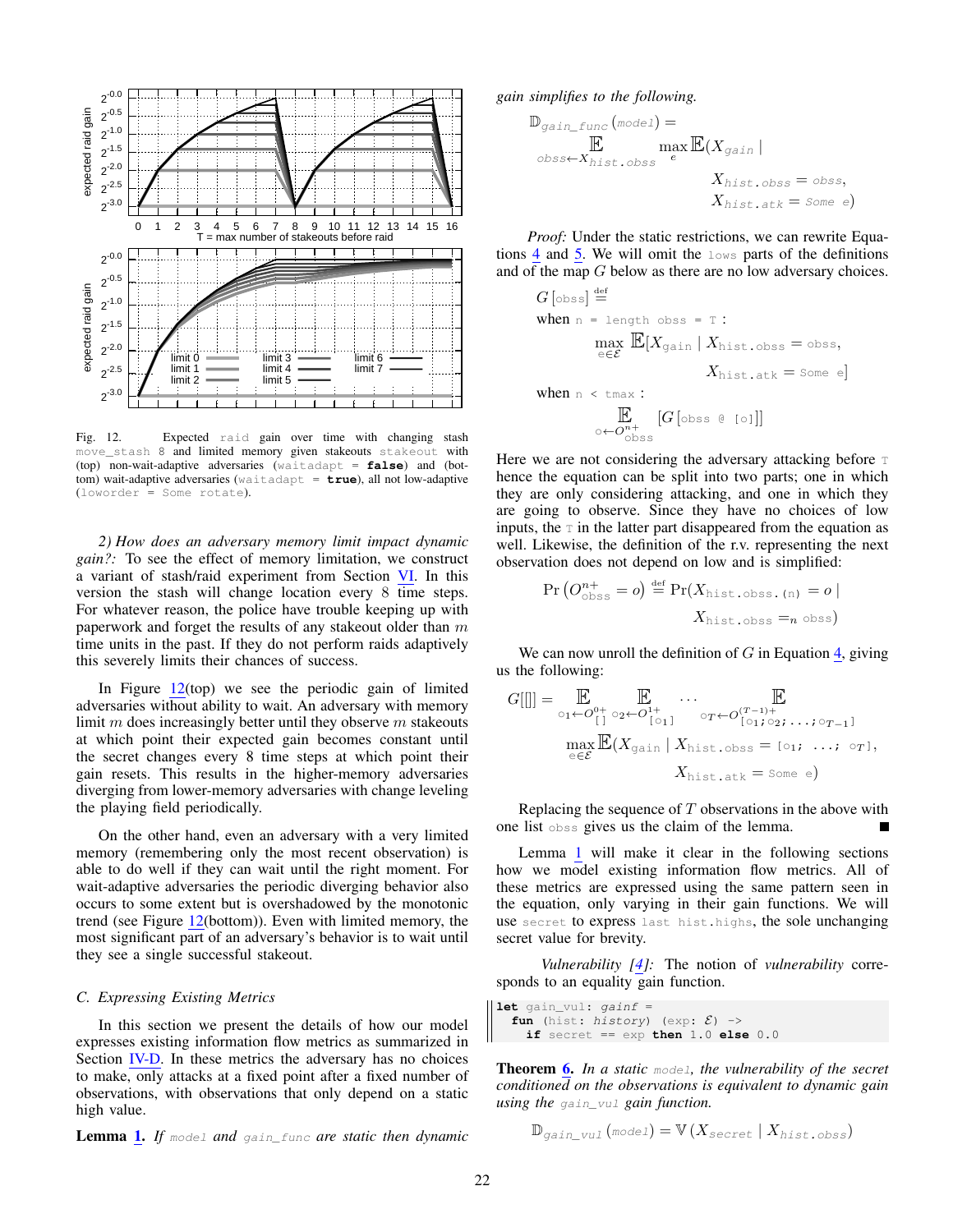Fig. 12. Expected `raid` gain over time with changing stash `move_stash 8` and limited memory given stakeouts `stakeout` with (top) non-wait-adaptive adversaries (`waitadapt = false`) and (bottom) wait-adaptive adversaries (`waitadapt = true`), all not low-adaptive (`loworder = Some rotate`).

*2) How does an adversary memory limit impact dynamic gain?:* To see the effect of memory limitation, we construct a variant of stash/raid experiment from Section VI. In this version the stash will change location every 8 time steps. For whatever reason, the police have trouble keeping up with paperwork and forget the results of any stakeout older than $m$ time units in the past. If they do not perform raids adaptively this severely limits their chances of success.

In Figure 12(top) we see the periodic gain of limited adversaries without ability to wait. An adversary with memory limit $m$ does increasingly better until they observe $m$ stakeouts at which point their expected gain becomes constant until the secret changes every 8 time steps at which point their gain resets. This results in the higher-memory adversaries diverging from lower-memory adversaries with change leveling the playing field periodically.

On the other hand, even an adversary with a very limited memory (remembering only the most recent observation) is able to do well if they can wait until the right moment. For wait-adaptive adversaries the periodic diverging behavior also occurs to some extent but is overshadowed by the monotonic trend (see Figure 12(bottom)). Even with limited memory, the most significant part of an adversary's behavior is to wait until they see a single successful stakeout.

### C. Expressing Existing Metrics

In this section we present the details of how our model expresses existing information flow metrics as summarized in Section IV-D. In these metrics the adversary has no choices to make, only attacks at a fixed point after a fixed number of observations, with observations that only depend on a static high value.

**Lemma 1.** *If `model` and `gain_func` are static then dynamic gain simplifies to the following.*

$$\mathbb{D}_{gain\_func}(model) = \underset{obss \leftarrow X_{hist.obss}}{\mathbb{E}} \max_{e} \mathbb{E}(X_{gain} \mid X_{hist.obss} = obss, X_{hist.atk} = \texttt{Some } e)$$

*Proof:* Under the static restrictions, we can rewrite Equations 4 and 5. We will omit the `lows` parts of the definitions and of the map $G$ below as there are no low adversary choices.

$$G[\texttt{obss}] \stackrel{\text{def}}{=}$$

when `n = length obss = T` :

$$\max_{e \in \mathcal{E}} \mathbb{E}[X_{\texttt{gain}} \mid X_{\texttt{hist.obss}} = \texttt{obss}, X_{\texttt{hist.atk}} = \texttt{Some e}]$$

when `n < tmax` :

$$\underset{o \leftarrow O^{n+}_{\texttt{obss}}}{\mathbb{E}} [G[\texttt{obss @ [o]}]]$$

Here we are not considering the adversary attacking before `T` hence the equation can be split into two parts; one in which they are only considering attacking, and one in which they are going to observe. Since they have no choices of low inputs, the `T` in the latter part disappeared from the equation as well. Likewise, the definition of the r.v. representing the next observation does not depend on low and is simplified:

$$\Pr\left(O^{n+}_{\texttt{obss}} = o\right) \stackrel{\text{def}}{=} \Pr(X_{\texttt{hist.obss.(n)}} = o \mid X_{\texttt{hist.obss}} =_n \texttt{obss})$$

We can now unroll the definition of $G$ in Equation 4, giving us the following:

$$G[[]] = \underset{o_1 \leftarrow O^{0+}_{[]}}{\mathbb{E}} \underset{o_2 \leftarrow O^{1+}_{[o_1]}}{\mathbb{E}} \cdots \underset{o_T \leftarrow O^{(T-1)+}_{[o_1;o_2;\ldots;o_{T-1}]}}{\mathbb{E}} \max_{e \in \mathcal{E}} \mathbb{E}(X_{\texttt{gain}} \mid X_{\texttt{hist.obss}} = [o_1;\ \ldots;\ o_T], X_{\texttt{hist.atk}} = \texttt{Some e})$$

Replacing the sequence of $T$ observations in the above with one list `obss` gives us the claim of the lemma. ∎

Lemma 1 will make it clear in the following sections how we model existing information flow metrics. All of these metrics are expressed using the same pattern seen in the equation, only varying in their gain functions. We will use `secret` to express `last hist.highs`, the sole unchanging secret value for brevity.

*Vulnerability [4]:* The notion of *vulnerability* corresponds to an equality gain function.

```
let gain_vul: gainf =
  fun (hist: history) (exp: ℰ) ->
    if secret == exp then 1.0 else 0.0
```

**Theorem 6.** *In a static `model`, the vulnerability of the secret conditioned on the observations is equivalent to dynamic gain using the `gain_vul` gain function.*

$$\mathbb{D}_{gain\_vul}(model) = \mathbb{V}(X_{secret} \mid X_{hist.obss})$$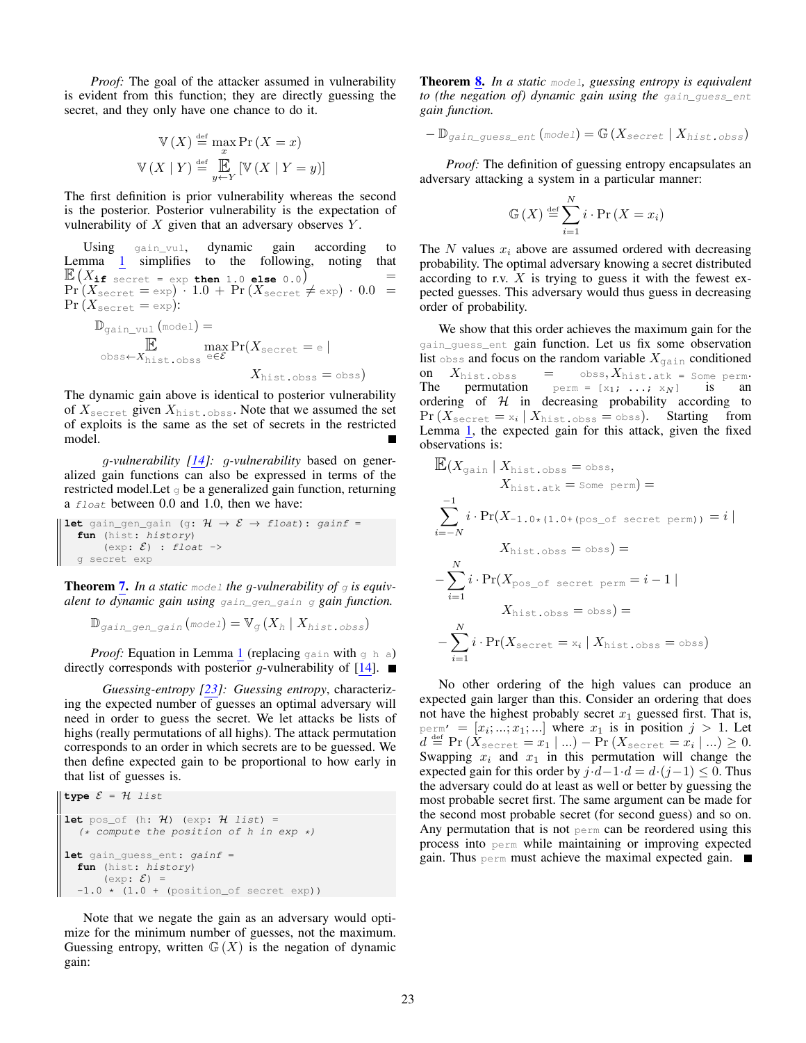*Proof:* The goal of the attacker assumed in vulnerability is evident from this function; they are directly guessing the secret, and they only have one chance to do it.

$$\mathbb{V}(X) \stackrel{\text{def}}{=} \max_x \Pr(X = x)$$

$$\mathbb{V}(X \mid Y) \stackrel{\text{def}}{=} \mathop{\mathbb{E}}_{y \leftarrow Y} [\mathbb{V}(X \mid Y = y)]$$

The first definition is prior vulnerability whereas the second is the posterior. Posterior vulnerability is the expectation of vulnerability of $X$ given that an adversary observes $Y$.

Using `gain_vul`, dynamic gain according to Lemma 1 simplifies to the following, noting that $\mathbb{E}(X_{\textbf{if}\ \texttt{secret = exp}\ \textbf{then}\ 1.0\ \textbf{else}\ 0.0}) = \Pr(X_{\texttt{secret}} = \texttt{exp}) \cdot 1.0 + \Pr(X_{\texttt{secret}} \neq \texttt{exp}) \cdot 0.0 = \Pr(X_{\texttt{secret}} = \texttt{exp})$:

$$\mathbb{D}_{\texttt{gain\_vul}}(\texttt{model}) = \mathop{\mathbb{E}}_{\texttt{obss} \leftarrow X_{\texttt{hist.obss}}} \max_{\texttt{e} \in \mathcal{E}} \Pr(X_{\texttt{secret}} = \texttt{e} \mid X_{\texttt{hist.obss}} = \texttt{obss})$$

The dynamic gain above is identical to posterior vulnerability of $X_{\texttt{secret}}$ given $X_{\texttt{hist.obss}}$. Note that we assumed the set of exploits is the same as the set of secrets in the restricted model. ■

*g-vulnerability [14]: g-vulnerability* based on generalized gain functions can also be expressed in terms of the restricted model.Let `g` be a generalized gain function, returning a *float* between 0.0 and 1.0, then we have:

```
let gain_gen_gain (g: ℋ → ℰ → float): gainf =
  fun (hist: history)
      (exp: ℰ) : float ->
  g secret exp
```

**Theorem 7.** *In a static* `model` *the g-vulnerability of* `g` *is equivalent to dynamic gain using* `gain_gen_gain g` *gain function.*

$$\mathbb{D}_{\texttt{gain\_gen\_gain}}(\texttt{model}) = \mathbb{V}_g(X_h \mid X_{\texttt{hist.obss}})$$

*Proof:* Equation in Lemma 1 (replacing `gain` with `g h a`) directly corresponds with posterior $g$-vulnerability of [14]. ■

*Guessing-entropy [23]: Guessing entropy*, characterizing the expected number of guesses an optimal adversary will need in order to guess the secret. We let attacks be lists of highs (really permutations of all highs). The attack permutation corresponds to an order in which secrets are to be guessed. We then define expected gain to be proportional to how early in that list of guesses is.

```
type ℰ = ℋ list

let pos_of (h: ℋ) (exp: ℋ list) =
  (* compute the position of h in exp *)

let gain_guess_ent: gainf =
  fun (hist: history)
      (exp: ℰ) =
  -1.0 * (1.0 + (position_of secret exp))
```

Note that we negate the gain as an adversary would optimize for the minimum number of guesses, not the maximum. Guessing entropy, written $\mathbb{G}(X)$ is the negation of dynamic gain:

**Theorem 8.** *In a static* `model`*, guessing entropy is equivalent to (the negation of) dynamic gain using the* `gain_guess_ent` *gain function.*

$$-\mathbb{D}_{\texttt{gain\_guess\_ent}}(\texttt{model}) = \mathbb{G}(X_{\texttt{secret}} \mid X_{\texttt{hist.obss}})$$

*Proof:* The definition of guessing entropy encapsulates an adversary attacking a system in a particular manner:

$$\mathbb{G}(X) \stackrel{\text{def}}{=} \sum_{i=1}^{N} i \cdot \Pr(X = x_i)$$

The $N$ values $x_i$ above are assumed ordered with decreasing probability. The optimal adversary knowing a secret distributed according to r.v. $X$ is trying to guess it with the fewest expected guesses. This adversary would thus guess in decreasing order of probability.

We show that this order achieves the maximum gain for the `gain_guess_ent` gain function. Let us fix some observation list `obss` and focus on the random variable $X_{\texttt{gain}}$ conditioned on $X_{\texttt{hist.obss}} = \texttt{obss}, X_{\texttt{hist.atk}} = \texttt{Some perm}$. The permutation $\texttt{perm = [x}_1\texttt{; ...; x}_N\texttt{]}$ is an ordering of $\mathcal{H}$ in decreasing probability according to $\Pr(X_{\texttt{secret}} = \texttt{x}_i \mid X_{\texttt{hist.obss}} = \texttt{obss})$. Starting from Lemma 1, the expected gain for this attack, given the fixed observations is:

$$\begin{aligned}
&\mathbb{E}(X_{\texttt{gain}} \mid X_{\texttt{hist.obss}} = \texttt{obss}, \\
&\qquad X_{\texttt{hist.atk}} = \texttt{Some perm}) = \\
&\sum_{i=-N}^{-1} i \cdot \Pr(X_{-1.0*(1.0+(\texttt{pos\_of secret perm}))} = i \mid \\
&\qquad X_{\texttt{hist.obss}} = \texttt{obss}) = \\
&-\sum_{i=1}^{N} i \cdot \Pr(X_{\texttt{pos\_of secret perm}} = i - 1 \mid \\
&\qquad X_{\texttt{hist.obss}} = \texttt{obss}) = \\
&-\sum_{i=1}^{N} i \cdot \Pr(X_{\texttt{secret}} = \texttt{x}_i \mid X_{\texttt{hist.obss}} = \texttt{obss})
\end{aligned}$$

No other ordering of the high values can produce an expected gain larger than this. Consider an ordering that does not have the highest probably secret $x_1$ guessed first. That is, $\texttt{perm'} = [x_i; ...; x_1; ...]$ where $x_1$ is in position $j > 1$. Let $d \stackrel{\text{def}}{=} \Pr(X_{\texttt{secret}} = x_1 \mid ...) - \Pr(X_{\texttt{secret}} = x_i \mid ...) \geq 0$. Swapping $x_i$ and $x_1$ in this permutation will change the expected gain for this order by $j \cdot d - 1 \cdot d = d \cdot (j-1) \leq 0$. Thus the adversary could do at least as well or better by guessing the most probable secret first. The same argument can be made for the second most probable secret (for second guess) and so on. Any permutation that is not `perm` can be reordered using this process into `perm` while maintaining or improving expected gain. Thus `perm` must achieve the maximal expected gain. ■